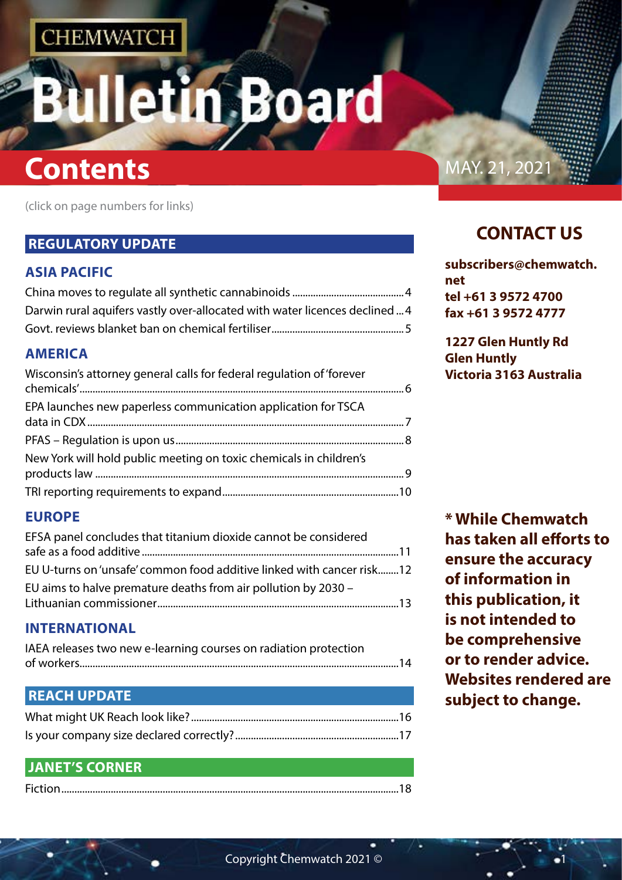CHEMWATCH

# Bulletin Board

# Contents

MAY. 21, 2021

(click on page numbers for links)

## REGULATORY UPDATE

### ASIA PACIFIC

China moves to regulate all synthetic cannabinoids ....................................4
Darwin rural aquifers vastly over-allocated with water licences declined ...4
Govt. reviews blanket ban on chemical fertiliser...........................................5

### AMERICA

Wisconsin's attorney general calls for federal regulation of 'forever chemicals'...........6
EPA launches new paperless communication application for TSCA data in CDX..........7
PFAS – Regulation is upon us...........................................8
New York will hold public meeting on toxic chemicals in children's products law ..........9
TRI reporting requirements to expand...........................................10

### EUROPE

EFSA panel concludes that titanium dioxide cannot be considered safe as a food additive ...........11
EU U-turns on 'unsafe' common food additive linked with cancer risk........12
EU aims to halve premature deaths from air pollution by 2030 – Lithuanian commissioner...........13

### INTERNATIONAL

IAEA releases two new e-learning courses on radiation protection of workers...........14

## REACH UPDATE

What might UK Reach look like?...........16
Is your company size declared correctly?...........17

## JANET'S CORNER

Fiction...........18

## CONTACT US

**subscribers@chemwatch.net**
**tel +61 3 9572 4700**
**fax +61 3 9572 4777**

**1227 Glen Huntly Rd**
**Glen Huntly**
**Victoria 3163 Australia**

**\* While Chemwatch has taken all efforts to ensure the accuracy of information in this publication, it is not intended to be comprehensive or to render advice. Websites rendered are subject to change.**

Copyright Chemwatch 2021 ©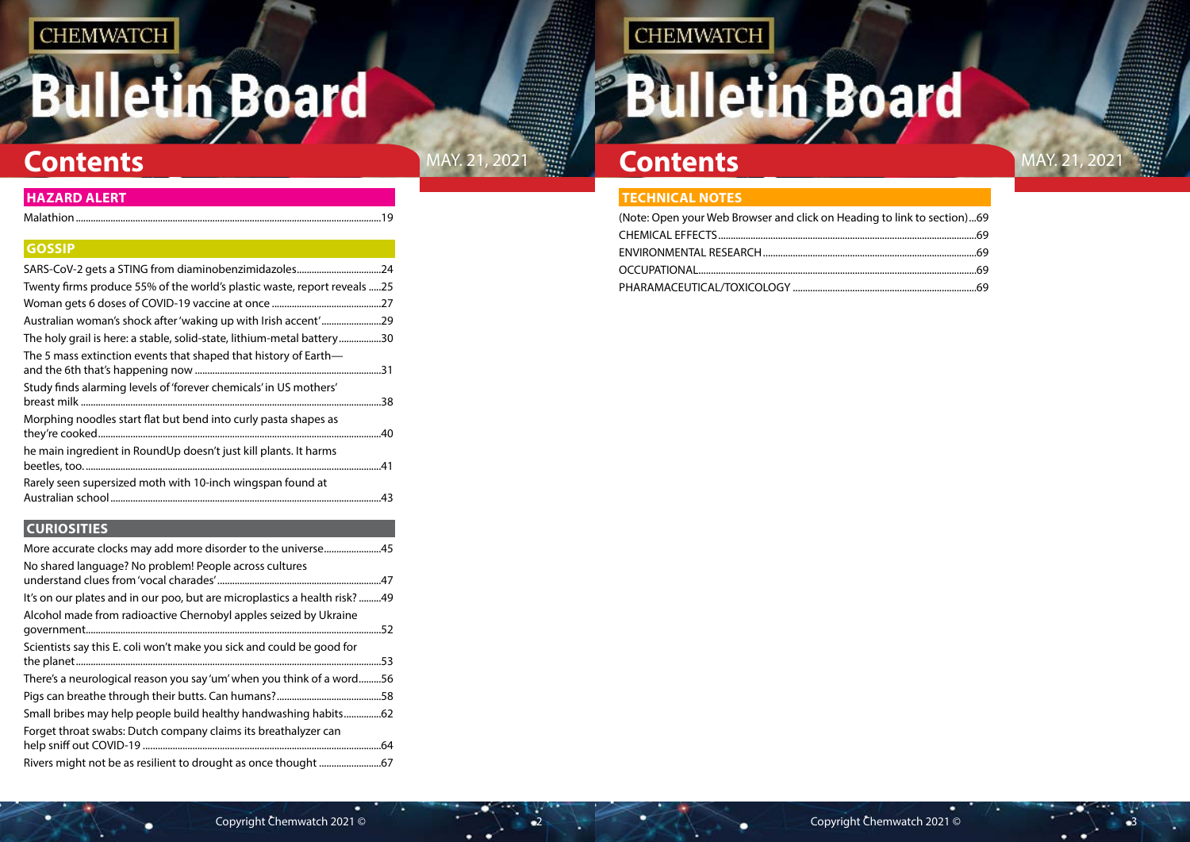# Contents

## HAZARD ALERT

Malathion....19

## GOSSIP

SARS-CoV-2 gets a STING from diaminobenzimidazoles....24
Twenty firms produce 55% of the world's plastic waste, report reveals....25
Woman gets 6 doses of COVID-19 vaccine at once....27
Australian woman's shock after 'waking up with Irish accent'....29
The holy grail is here: a stable, solid-state, lithium-metal battery....30
The 5 mass extinction events that shaped that history of Earth—and the 6th that's happening now....31
Study finds alarming levels of 'forever chemicals' in US mothers' breast milk....38
Morphing noodles start flat but bend into curly pasta shapes as they're cooked....40
he main ingredient in RoundUp doesn't just kill plants. It harms beetles, too.....41
Rarely seen supersized moth with 10-inch wingspan found at Australian school....43

## CURIOSITIES

More accurate clocks may add more disorder to the universe....45
No shared language? No problem! People across cultures understand clues from 'vocal charades'....47
It's on our plates and in our poo, but are microplastics a health risk?....49
Alcohol made from radioactive Chernobyl apples seized by Ukraine government....52
Scientists say this E. coli won't make you sick and could be good for the planet....53
There's a neurological reason you say 'um' when you think of a word....56
Pigs can breathe through their butts. Can humans?....58
Small bribes may help people build healthy handwashing habits....62
Forget throat swabs: Dutch company claims its breathalyzer can help sniff out COVID-19....64
Rivers might not be as resilient to drought as once thought....67

# Contents

## TECHNICAL NOTES

(Note: Open your Web Browser and click on Heading to link to section)...69
CHEMICAL EFFECTS....69
ENVIRONMENTAL RESEARCH....69
OCCUPATIONAL....69
PHARAMACEUTICAL/TOXICOLOGY....69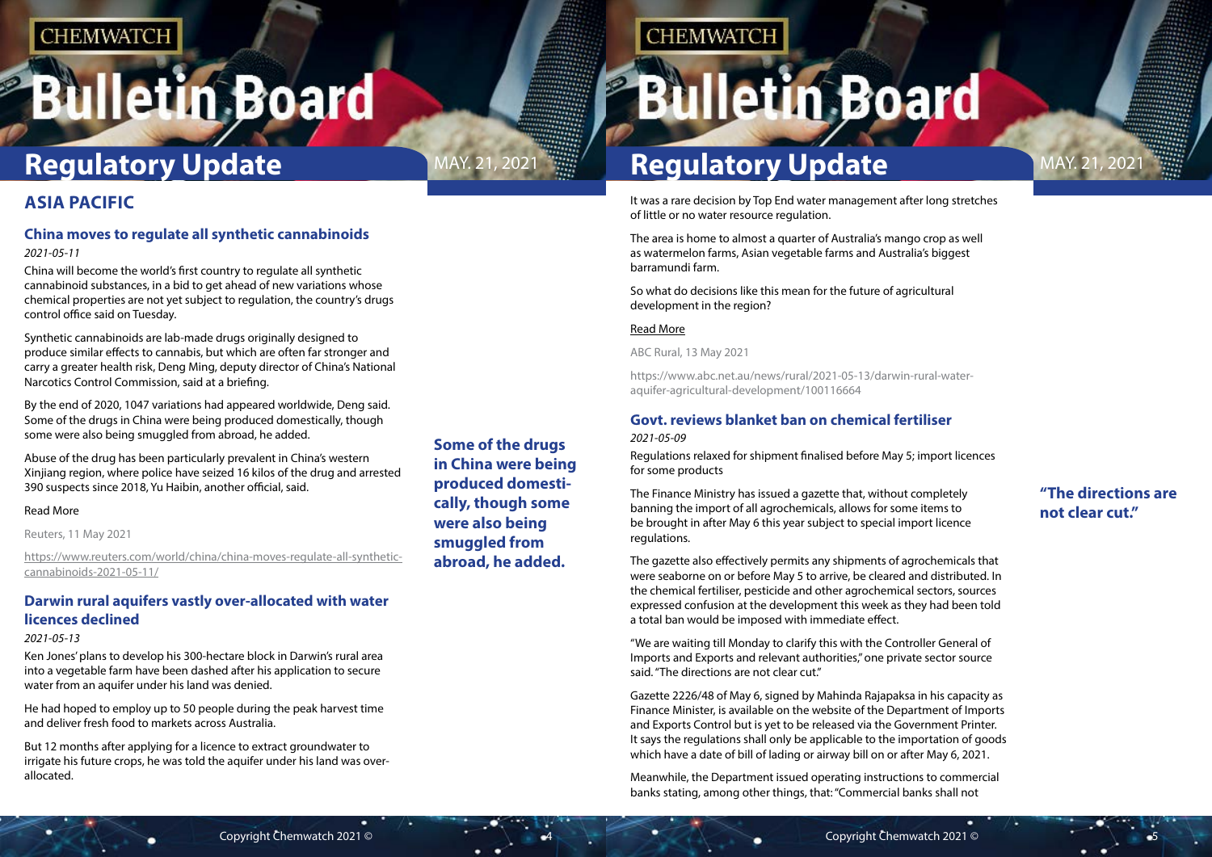## ASIA PACIFIC

### China moves to regulate all synthetic cannabinoids

*2021-05-11*

China will become the world's first country to regulate all synthetic cannabinoid substances, in a bid to get ahead of new variations whose chemical properties are not yet subject to regulation, the country's drugs control office said on Tuesday.

Synthetic cannabinoids are lab-made drugs originally designed to produce similar effects to cannabis, but which are often far stronger and carry a greater health risk, Deng Ming, deputy director of China's National Narcotics Control Commission, said at a briefing.

By the end of 2020, 1047 variations had appeared worldwide, Deng said. Some of the drugs in China were being produced domestically, though some were also being smuggled from abroad, he added.

**Some of the drugs in China were being produced domestically, though some were also being smuggled from abroad, he added.**

Abuse of the drug has been particularly prevalent in China's western Xinjiang region, where police have seized 16 kilos of the drug and arrested 390 suspects since 2018, Yu Haibin, another official, said.

Read More

Reuters, 11 May 2021

https://www.reuters.com/world/china/china-moves-regulate-all-synthetic-cannabinoids-2021-05-11/

### Darwin rural aquifers vastly over-allocated with water licences declined

*2021-05-13*

Ken Jones' plans to develop his 300-hectare block in Darwin's rural area into a vegetable farm have been dashed after his application to secure water from an aquifer under his land was denied.

He had hoped to employ up to 50 people during the peak harvest time and deliver fresh food to markets across Australia.

But 12 months after applying for a licence to extract groundwater to irrigate his future crops, he was told the aquifer under his land was over-allocated.

It was a rare decision by Top End water management after long stretches of little or no water resource regulation.

The area is home to almost a quarter of Australia's mango crop as well as watermelon farms, Asian vegetable farms and Australia's biggest barramundi farm.

So what do decisions like this mean for the future of agricultural development in the region?

Read More

ABC Rural, 13 May 2021

https://www.abc.net.au/news/rural/2021-05-13/darwin-rural-water-aquifer-agricultural-development/100116664

### Govt. reviews blanket ban on chemical fertiliser

*2021-05-09*

Regulations relaxed for shipment finalised before May 5; import licences for some products

The Finance Ministry has issued a gazette that, without completely banning the import of all agrochemicals, allows for some items to be brought in after May 6 this year subject to special import licence regulations.

The gazette also effectively permits any shipments of agrochemicals that were seaborne on or before May 5 to arrive, be cleared and distributed. In the chemical fertiliser, pesticide and other agrochemical sectors, sources expressed confusion at the development this week as they had been told a total ban would be imposed with immediate effect.

**"The directions are not clear cut."**

"We are waiting till Monday to clarify this with the Controller General of Imports and Exports and relevant authorities," one private sector source said. "The directions are not clear cut."

Gazette 2226/48 of May 6, signed by Mahinda Rajapaksa in his capacity as Finance Minister, is available on the website of the Department of Imports and Exports Control but is yet to be released via the Government Printer. It says the regulations shall only be applicable to the importation of goods which have a date of bill of lading or airway bill on or after May 6, 2021.

Meanwhile, the Department issued operating instructions to commercial banks stating, among other things, that: "Commercial banks shall not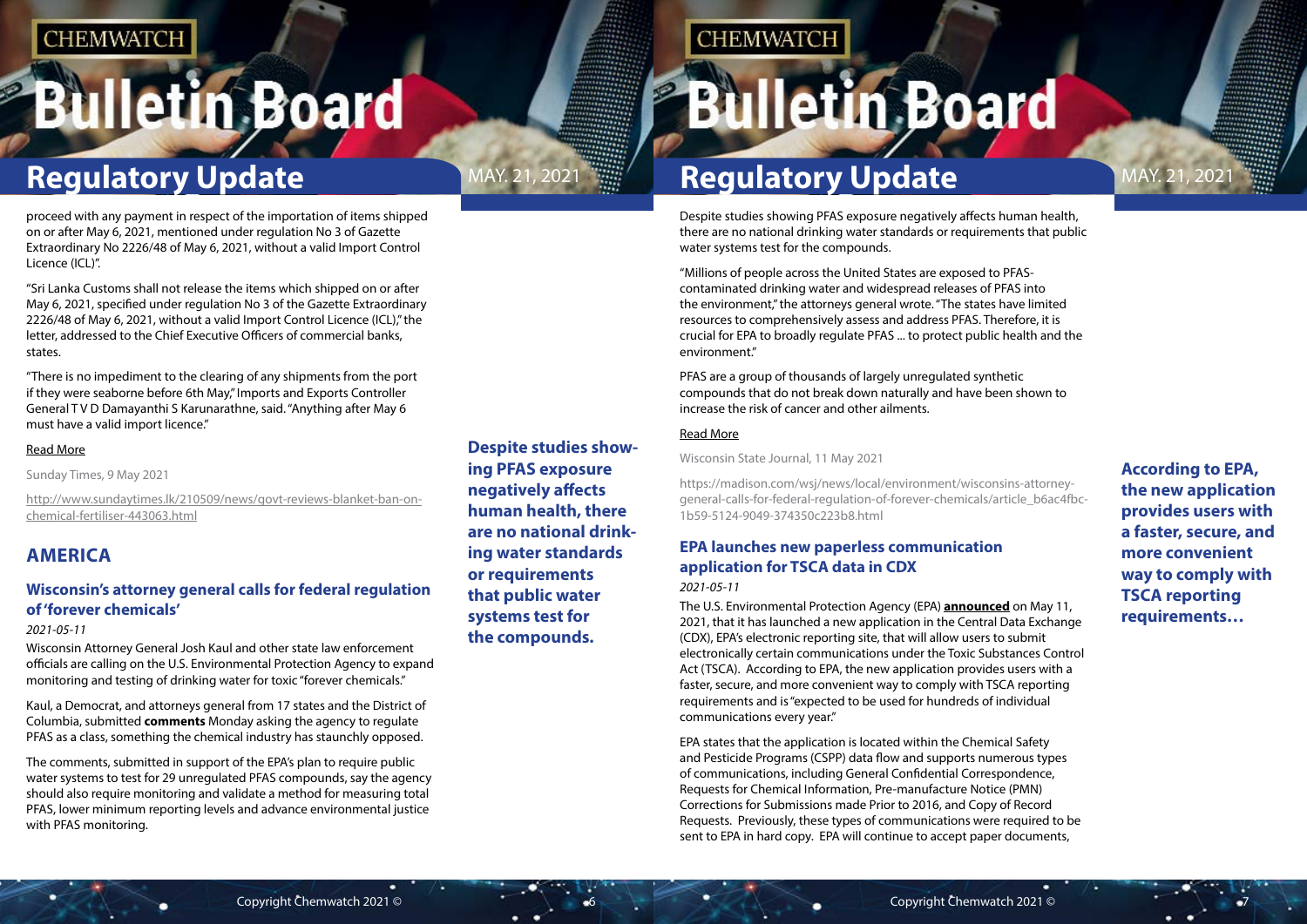proceed with any payment in respect of the importation of items shipped on or after May 6, 2021, mentioned under regulation No 3 of Gazette Extraordinary No 2226/48 of May 6, 2021, without a valid Import Control Licence (ICL)".

"Sri Lanka Customs shall not release the items which shipped on or after May 6, 2021, specified under regulation No 3 of the Gazette Extraordinary 2226/48 of May 6, 2021, without a valid Import Control Licence (ICL)," the letter, addressed to the Chief Executive Officers of commercial banks, states.

"There is no impediment to the clearing of any shipments from the port if they were seaborne before 6th May," Imports and Exports Controller General T V D Damayanthi S Karunarathne, said. "Anything after May 6 must have a valid import licence."

Read More

Sunday Times, 9 May 2021

http://www.sundaytimes.lk/210509/news/govt-reviews-blanket-ban-on-chemical-fertiliser-443063.html

## AMERICA

### Wisconsin's attorney general calls for federal regulation of 'forever chemicals'

*2021-05-11*

Wisconsin Attorney General Josh Kaul and other state law enforcement officials are calling on the U.S. Environmental Protection Agency to expand monitoring and testing of drinking water for toxic "forever chemicals."

Kaul, a Democrat, and attorneys general from 17 states and the District of Columbia, submitted **comments** Monday asking the agency to regulate PFAS as a class, something the chemical industry has staunchly opposed.

The comments, submitted in support of the EPA's plan to require public water systems to test for 29 unregulated PFAS compounds, say the agency should also require monitoring and validate a method for measuring total PFAS, lower minimum reporting levels and advance environmental justice with PFAS monitoring.

**Despite studies showing PFAS exposure negatively affects human health, there are no national drinking water standards or requirements that public water systems test for the compounds.**

Despite studies showing PFAS exposure negatively affects human health, there are no national drinking water standards or requirements that public water systems test for the compounds.

"Millions of people across the United States are exposed to PFAS-contaminated drinking water and widespread releases of PFAS into the environment," the attorneys general wrote. "The states have limited resources to comprehensively assess and address PFAS. Therefore, it is crucial for EPA to broadly regulate PFAS ... to protect public health and the environment."

PFAS are a group of thousands of largely unregulated synthetic compounds that do not break down naturally and have been shown to increase the risk of cancer and other ailments.

Read More

Wisconsin State Journal, 11 May 2021

https://madison.com/wsj/news/local/environment/wisconsins-attorney-general-calls-for-federal-regulation-of-forever-chemicals/article_b6ac4fbc-1b59-5124-9049-374350c223b8.html

### EPA launches new paperless communication application for TSCA data in CDX

*2021-05-11*

The U.S. Environmental Protection Agency (EPA) **announced** on May 11, 2021, that it has launched a new application in the Central Data Exchange (CDX), EPA's electronic reporting site, that will allow users to submit electronically certain communications under the Toxic Substances Control Act (TSCA). According to EPA, the new application provides users with a faster, secure, and more convenient way to comply with TSCA reporting requirements and is "expected to be used for hundreds of individual communications every year."

**According to EPA, the new application provides users with a faster, secure, and more convenient way to comply with TSCA reporting requirements…**

EPA states that the application is located within the Chemical Safety and Pesticide Programs (CSPP) data flow and supports numerous types of communications, including General Confidential Correspondence, Requests for Chemical Information, Pre-manufacture Notice (PMN) Corrections for Submissions made Prior to 2016, and Copy of Record Requests. Previously, these types of communications were required to be sent to EPA in hard copy. EPA will continue to accept paper documents,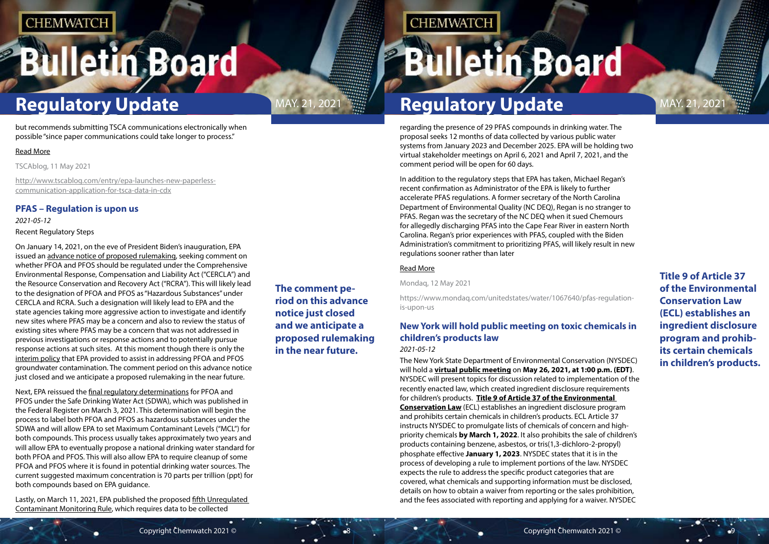but recommends submitting TSCA communications electronically when possible "since paper communications could take longer to process."

Read More

TSCAblog, 11 May 2021

http://www.tscablog.com/entry/epa-launches-new-paperless-communication-application-for-tsca-data-in-cdx

### PFAS – Regulation is upon us

*2021-05-12*

Recent Regulatory Steps

On January 14, 2021, on the eve of President Biden's inauguration, EPA issued an advance notice of proposed rulemaking, seeking comment on whether PFOA and PFOS should be regulated under the Comprehensive Environmental Response, Compensation and Liability Act ("CERCLA") and the Resource Conservation and Recovery Act ("RCRA"). This will likely lead to the designation of PFOA and PFOS as "Hazardous Substances" under CERCLA and RCRA. Such a designation will likely lead to EPA and the state agencies taking more aggressive action to investigate and identify new sites where PFAS may be a concern and also to review the status of existing sites where PFAS may be a concern that was not addressed in previous investigations or response actions and to potentially pursue response actions at such sites. At this moment though there is only the interim policy that EPA provided to assist in addressing PFOA and PFOS groundwater contamination. The comment period on this advance notice just closed and we anticipate a proposed rulemaking in the near future.

**The comment period on this advance notice just closed and we anticipate a proposed rulemaking in the near future.**

Next, EPA reissued the final regulatory determinations for PFOA and PFOS under the Safe Drinking Water Act (SDWA), which was published in the Federal Register on March 3, 2021. This determination will begin the process to label both PFOA and PFOS as hazardous substances under the SDWA and will allow EPA to set Maximum Contaminant Levels ("MCL") for both compounds. This process usually takes approximately two years and will allow EPA to eventually propose a national drinking water standard for both PFOA and PFOS. This will also allow EPA to require cleanup of some PFOA and PFOS where it is found in potential drinking water sources. The current suggested maximum concentration is 70 parts per trillion (ppt) for both compounds based on EPA guidance.

Lastly, on March 11, 2021, EPA published the proposed fifth Unregulated Contaminant Monitoring Rule, which requires data to be collected regarding the presence of 29 PFAS compounds in drinking water. The proposal seeks 12 months of data collected by various public water systems from January 2023 and December 2025. EPA will be holding two virtual stakeholder meetings on April 6, 2021 and April 7, 2021, and the comment period will be open for 60 days.

In addition to the regulatory steps that EPA has taken, Michael Regan's recent confirmation as Administrator of the EPA is likely to further accelerate PFAS regulations. A former secretary of the North Carolina Department of Environmental Quality (NC DEQ), Regan is no stranger to PFAS. Regan was the secretary of the NC DEQ when it sued Chemours for allegedly discharging PFAS into the Cape Fear River in eastern North Carolina. Regan's prior experiences with PFAS, coupled with the Biden Administration's commitment to prioritizing PFAS, will likely result in new regulations sooner rather than later

Read More

Mondaq, 12 May 2021

https://www.mondaq.com/unitedstates/water/1067640/pfas-regulation-is-upon-us

### New York will hold public meeting on toxic chemicals in children's products law

*2021-05-12*

The New York State Department of Environmental Conservation (NYSDEC) will hold a **virtual public meeting** on **May 26, 2021, at 1:00 p.m. (EDT)**. NYSDEC will present topics for discussion related to implementation of the recently enacted law, which created ingredient disclosure requirements for children's products. **Title 9 of Article 37 of the Environmental Conservation Law** (ECL) establishes an ingredient disclosure program and prohibits certain chemicals in children's products. ECL Article 37 instructs NYSDEC to promulgate lists of chemicals of concern and high-priority chemicals **by March 1, 2022**. It also prohibits the sale of children's products containing benzene, asbestos, or tris(1,3-dichloro-2-propyl) phosphate effective **January 1, 2023**. NYSDEC states that it is in the process of developing a rule to implement portions of the law. NYSDEC expects the rule to address the specific product categories that are covered, what chemicals and supporting information must be disclosed, details on how to obtain a waiver from reporting or the sales prohibition, and the fees associated with reporting and applying for a waiver. NYSDEC

**Title 9 of Article 37 of the Environmental Conservation Law (ECL) establishes an ingredient disclosure program and prohibits certain chemicals in children's products.**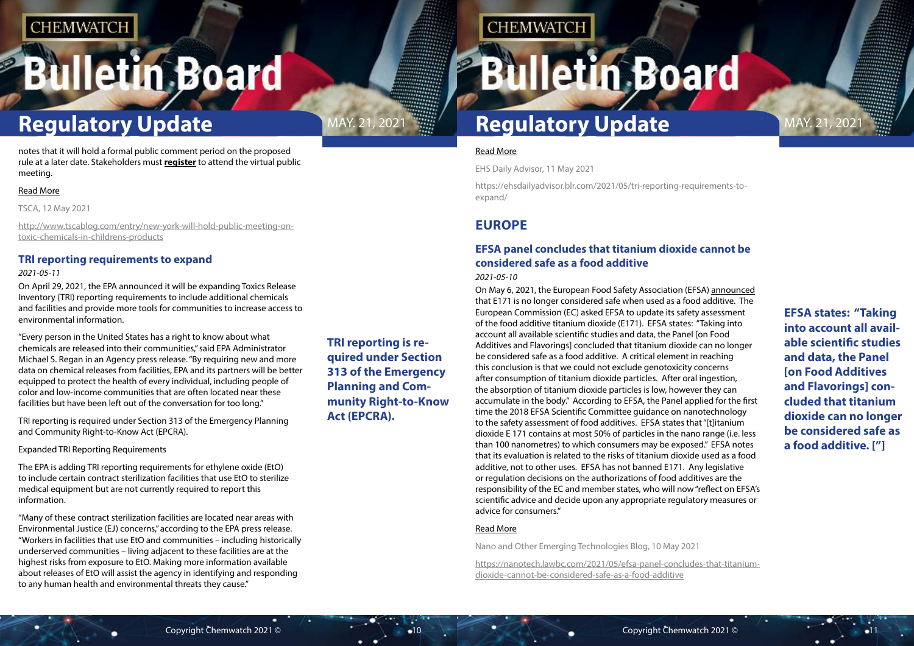notes that it will hold a formal public comment period on the proposed rule at a later date. Stakeholders must **register** to attend the virtual public meeting.

Read More

TSCA, 12 May 2021

http://www.tscablog.com/entry/new-york-will-hold-public-meeting-on-toxic-chemicals-in-childrens-products

### TRI reporting requirements to expand

*2021-05-11*

On April 29, 2021, the EPA announced it will be expanding Toxics Release Inventory (TRI) reporting requirements to include additional chemicals and facilities and provide more tools for communities to increase access to environmental information.

"Every person in the United States has a right to know about what chemicals are released into their communities," said EPA Administrator Michael S. Regan in an Agency press release. "By requiring new and more data on chemical releases from facilities, EPA and its partners will be better equipped to protect the health of every individual, including people of color and low-income communities that are often located near these facilities but have been left out of the conversation for too long."

TRI reporting is required under Section 313 of the Emergency Planning and Community Right-to-Know Act (EPCRA).

Expanded TRI Reporting Requirements

The EPA is adding TRI reporting requirements for ethylene oxide (EtO) to include certain contract sterilization facilities that use EtO to sterilize medical equipment but are not currently required to report this information.

"Many of these contract sterilization facilities are located near areas with Environmental Justice (EJ) concerns," according to the EPA press release. "Workers in facilities that use EtO and communities – including historically underserved communities – living adjacent to these facilities are at the highest risks from exposure to EtO. Making more information available about releases of EtO will assist the agency in identifying and responding to any human health and environmental threats they cause."

**TRI reporting is required under Section 313 of the Emergency Planning and Community Right-to-Know Act (EPCRA).**

Read More

EHS Daily Advisor, 11 May 2021

https://ehsdailyadvisor.blr.com/2021/05/tri-reporting-requirements-to-expand/

## EUROPE

### EFSA panel concludes that titanium dioxide cannot be considered safe as a food additive

*2021-05-10*

On May 6, 2021, the European Food Safety Association (EFSA) announced that E171 is no longer considered safe when used as a food additive. The European Commission (EC) asked EFSA to update its safety assessment of the food additive titanium dioxide (E171). EFSA states: "Taking into account all available scientific studies and data, the Panel [on Food Additives and Flavorings] concluded that titanium dioxide can no longer be considered safe as a food additive. A critical element in reaching this conclusion is that we could not exclude genotoxicity concerns after consumption of titanium dioxide particles. After oral ingestion, the absorption of titanium dioxide particles is low, however they can accumulate in the body." According to EFSA, the Panel applied for the first time the 2018 EFSA Scientific Committee guidance on nanotechnology to the safety assessment of food additives. EFSA states that "[t]itanium dioxide E 171 contains at most 50% of particles in the nano range (i.e. less than 100 nanometres) to which consumers may be exposed." EFSA notes that its evaluation is related to the risks of titanium dioxide used as a food additive, not to other uses. EFSA has not banned E171. Any legislative or regulation decisions on the authorizations of food additives are the responsibility of the EC and member states, who will now "reflect on EFSA's scientific advice and decide upon any appropriate regulatory measures or advice for consumers."

**EFSA states: "Taking into account all available scientific studies and data, the Panel [on Food Additives and Flavorings] concluded that titanium dioxide can no longer be considered safe as a food additive. ["]**

Read More

Nano and Other Emerging Technologies Blog, 10 May 2021

https://nanotech.lawbc.com/2021/05/efsa-panel-concludes-that-titanium-dioxide-cannot-be-considered-safe-as-a-food-additive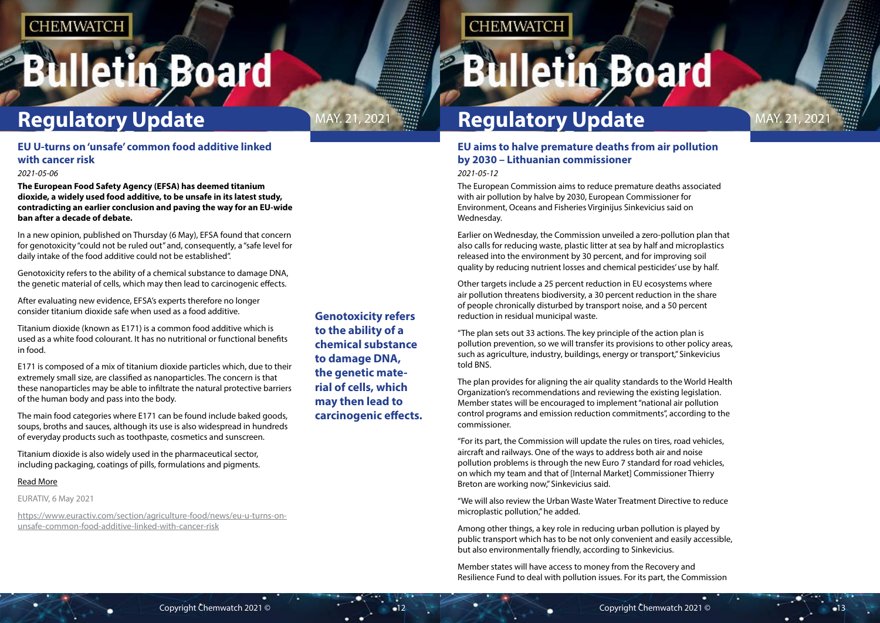## EU U-turns on 'unsafe' common food additive linked with cancer risk

*2021-05-06*

**The European Food Safety Agency (EFSA) has deemed titanium dioxide, a widely used food additive, to be unsafe in its latest study, contradicting an earlier conclusion and paving the way for an EU-wide ban after a decade of debate.**

In a new opinion, published on Thursday (6 May), EFSA found that concern for genotoxicity "could not be ruled out" and, consequently, a "safe level for daily intake of the food additive could not be established".

Genotoxicity refers to the ability of a chemical substance to damage DNA, the genetic material of cells, which may then lead to carcinogenic effects.

After evaluating new evidence, EFSA's experts therefore no longer consider titanium dioxide safe when used as a food additive.

Titanium dioxide (known as E171) is a common food additive which is used as a white food colourant. It has no nutritional or functional benefits in food.

E171 is composed of a mix of titanium dioxide particles which, due to their extremely small size, are classified as nanoparticles. The concern is that these nanoparticles may be able to infiltrate the natural protective barriers of the human body and pass into the body.

The main food categories where E171 can be found include baked goods, soups, broths and sauces, although its use is also widespread in hundreds of everyday products such as toothpaste, cosmetics and sunscreen.

Titanium dioxide is also widely used in the pharmaceutical sector, including packaging, coatings of pills, formulations and pigments.

Read More

EURATIV, 6 May 2021

https://www.euractiv.com/section/agriculture-food/news/eu-u-turns-on-unsafe-common-food-additive-linked-with-cancer-risk

**Genotoxicity refers to the ability of a chemical substance to damage DNA, the genetic material of cells, which may then lead to carcinogenic effects.**

## EU aims to halve premature deaths from air pollution by 2030 – Lithuanian commissioner

*2021-05-12*

The European Commission aims to reduce premature deaths associated with air pollution by halve by 2030, European Commissioner for Environment, Oceans and Fisheries Virginijus Sinkevicius said on Wednesday.

Earlier on Wednesday, the Commission unveiled a zero-pollution plan that also calls for reducing waste, plastic litter at sea by half and microplastics released into the environment by 30 percent, and for improving soil quality by reducing nutrient losses and chemical pesticides' use by half.

Other targets include a 25 percent reduction in EU ecosystems where air pollution threatens biodiversity, a 30 percent reduction in the share of people chronically disturbed by transport noise, and a 50 percent reduction in residual municipal waste.

"The plan sets out 33 actions. The key principle of the action plan is pollution prevention, so we will transfer its provisions to other policy areas, such as agriculture, industry, buildings, energy or transport," Sinkevicius told BNS.

The plan provides for aligning the air quality standards to the World Health Organization's recommendations and reviewing the existing legislation. Member states will be encouraged to implement "national air pollution control programs and emission reduction commitments", according to the commissioner.

"For its part, the Commission will update the rules on tires, road vehicles, aircraft and railways. One of the ways to address both air and noise pollution problems is through the new Euro 7 standard for road vehicles, on which my team and that of [Internal Market] Commissioner Thierry Breton are working now," Sinkevicius said.

"We will also review the Urban Waste Water Treatment Directive to reduce microplastic pollution," he added.

Among other things, a key role in reducing urban pollution is played by public transport which has to be not only convenient and easily accessible, but also environmentally friendly, according to Sinkevicius.

Member states will have access to money from the Recovery and Resilience Fund to deal with pollution issues. For its part, the Commission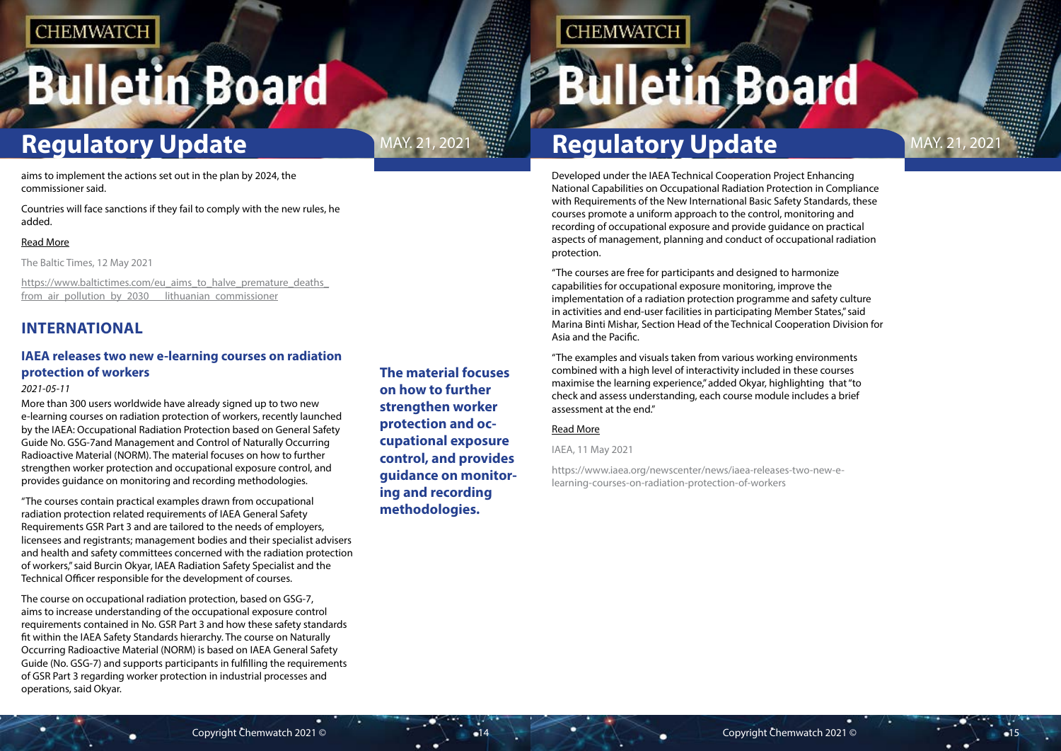aims to implement the actions set out in the plan by 2024, the commissioner said.

Countries will face sanctions if they fail to comply with the new rules, he added.

Read More

The Baltic Times, 12 May 2021

https://www.baltictimes.com/eu_aims_to_halve_premature_deaths_from_air_pollution_by_2030___lithuanian_commissioner

## INTERNATIONAL

### IAEA releases two new e-learning courses on radiation protection of workers

*2021-05-11*

More than 300 users worldwide have already signed up to two new e-learning courses on radiation protection of workers, recently launched by the IAEA: Occupational Radiation Protection based on General Safety Guide No. GSG-7and Management and Control of Naturally Occurring Radioactive Material (NORM). The material focuses on how to further strengthen worker protection and occupational exposure control, and provides guidance on monitoring and recording methodologies.

"The courses contain practical examples drawn from occupational radiation protection related requirements of IAEA General Safety Requirements GSR Part 3 and are tailored to the needs of employers, licensees and registrants; management bodies and their specialist advisers and health and safety committees concerned with the radiation protection of workers," said Burcin Okyar, IAEA Radiation Safety Specialist and the Technical Officer responsible for the development of courses.

The course on occupational radiation protection, based on GSG-7, aims to increase understanding of the occupational exposure control requirements contained in No. GSR Part 3 and how these safety standards fit within the IAEA Safety Standards hierarchy. The course on Naturally Occurring Radioactive Material (NORM) is based on IAEA General Safety Guide (No. GSG-7) and supports participants in fulfilling the requirements of GSR Part 3 regarding worker protection in industrial processes and operations, said Okyar.

**The material focuses on how to further strengthen worker protection and occupational exposure control, and provides guidance on monitoring and recording methodologies.**

Developed under the IAEA Technical Cooperation Project Enhancing National Capabilities on Occupational Radiation Protection in Compliance with Requirements of the New International Basic Safety Standards, these courses promote a uniform approach to the control, monitoring and recording of occupational exposure and provide guidance on practical aspects of management, planning and conduct of occupational radiation protection.

"The courses are free for participants and designed to harmonize capabilities for occupational exposure monitoring, improve the implementation of a radiation protection programme and safety culture in activities and end-user facilities in participating Member States," said Marina Binti Mishar, Section Head of the Technical Cooperation Division for Asia and the Pacific.

"The examples and visuals taken from various working environments combined with a high level of interactivity included in these courses maximise the learning experience," added Okyar, highlighting that "to check and assess understanding, each course module includes a brief assessment at the end."

Read More

IAEA, 11 May 2021

https://www.iaea.org/newscenter/news/iaea-releases-two-new-e-learning-courses-on-radiation-protection-of-workers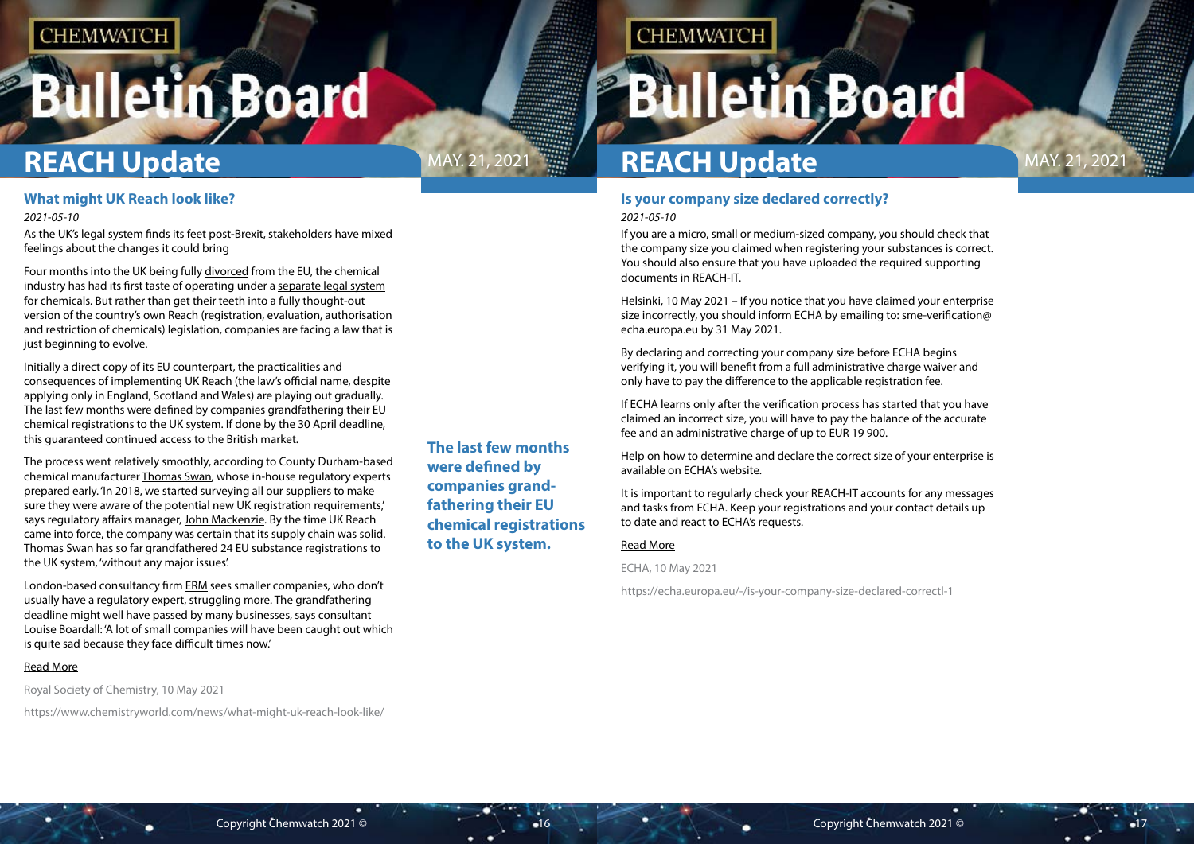## REACH Update

### What might UK Reach look like?

*2021-05-10*

As the UK's legal system finds its feet post-Brexit, stakeholders have mixed feelings about the changes it could bring

Four months into the UK being fully divorced from the EU, the chemical industry has had its first taste of operating under a separate legal system for chemicals. But rather than get their teeth into a fully thought-out version of the country's own Reach (registration, evaluation, authorisation and restriction of chemicals) legislation, companies are facing a law that is just beginning to evolve.

Initially a direct copy of its EU counterpart, the practicalities and consequences of implementing UK Reach (the law's official name, despite applying only in England, Scotland and Wales) are playing out gradually. The last few months were defined by companies grandfathering their EU chemical registrations to the UK system. If done by the 30 April deadline, this guaranteed continued access to the British market.

**The last few months were defined by companies grandfathering their EU chemical registrations to the UK system.**

The process went relatively smoothly, according to County Durham-based chemical manufacturer Thomas Swan, whose in-house regulatory experts prepared early. 'In 2018, we started surveying all our suppliers to make sure they were aware of the potential new UK registration requirements,' says regulatory affairs manager, John Mackenzie. By the time UK Reach came into force, the company was certain that its supply chain was solid. Thomas Swan has so far grandfathered 24 EU substance registrations to the UK system, 'without any major issues'.

London-based consultancy firm ERM sees smaller companies, who don't usually have a regulatory expert, struggling more. The grandfathering deadline might well have passed by many businesses, says consultant Louise Boardall: 'A lot of small companies will have been caught out which is quite sad because they face difficult times now.'

Read More

Royal Society of Chemistry, 10 May 2021

https://www.chemistryworld.com/news/what-might-uk-reach-look-like/

### Is your company size declared correctly?

*2021-05-10*

If you are a micro, small or medium-sized company, you should check that the company size you claimed when registering your substances is correct. You should also ensure that you have uploaded the required supporting documents in REACH-IT.

Helsinki, 10 May 2021 – If you notice that you have claimed your enterprise size incorrectly, you should inform ECHA by emailing to: sme-verification@echa.europa.eu by 31 May 2021.

By declaring and correcting your company size before ECHA begins verifying it, you will benefit from a full administrative charge waiver and only have to pay the difference to the applicable registration fee.

If ECHA learns only after the verification process has started that you have claimed an incorrect size, you will have to pay the balance of the accurate fee and an administrative charge of up to EUR 19 900.

Help on how to determine and declare the correct size of your enterprise is available on ECHA's website.

It is important to regularly check your REACH-IT accounts for any messages and tasks from ECHA. Keep your registrations and your contact details up to date and react to ECHA's requests.

Read More

ECHA, 10 May 2021

https://echa.europa.eu/-/is-your-company-size-declared-correctl-1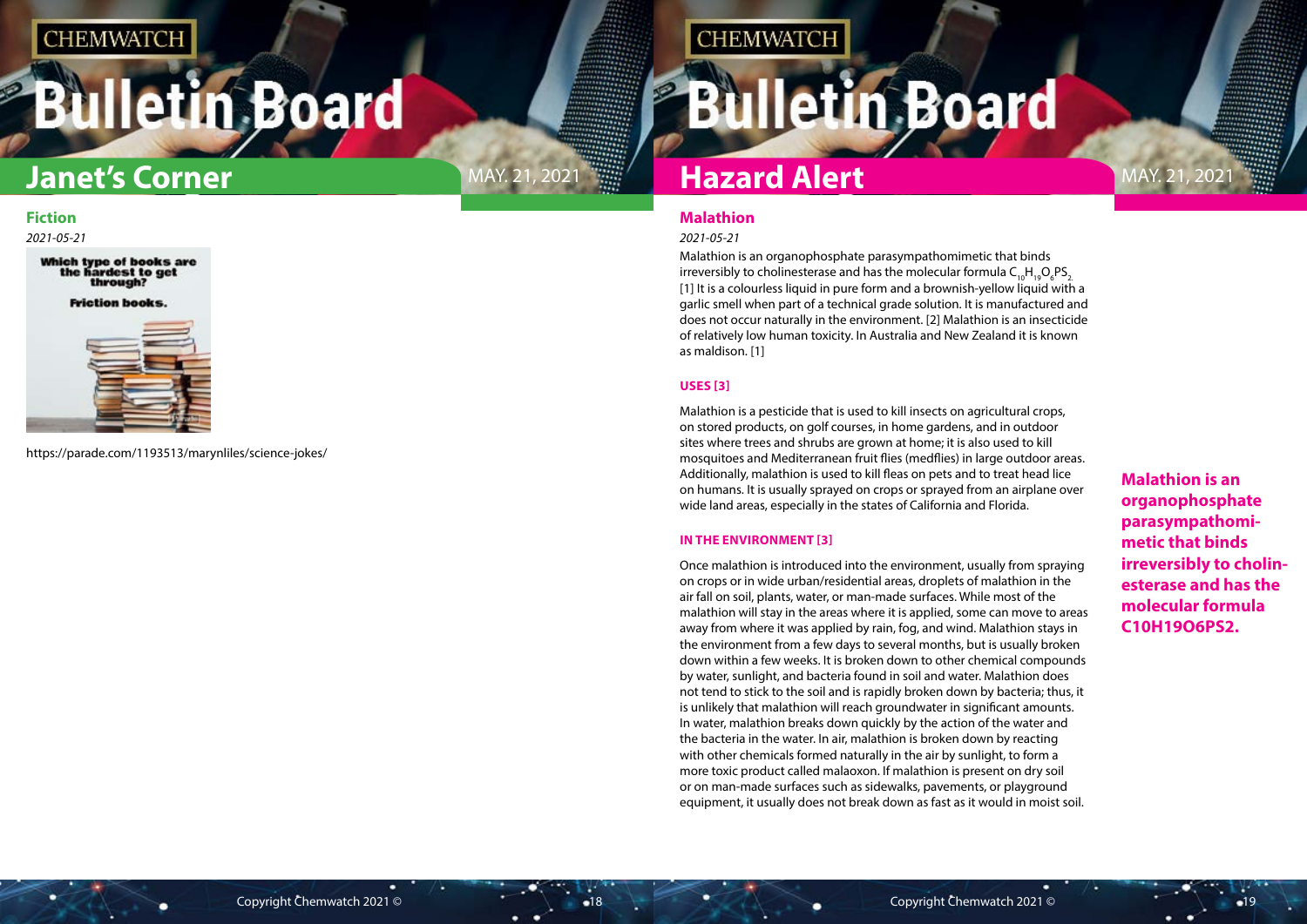## Janet's Corner

### Fiction

*2021-05-21*

https://parade.com/1193513/marynliles/science-jokes/

## Hazard Alert

### Malathion

*2021-05-21*

Malathion is an organophosphate parasympathomimetic that binds irreversibly to cholinesterase and has the molecular formula $C_{10}H_{19}O_6PS_2$. [1] It is a colourless liquid in pure form and a brownish-yellow liquid with a garlic smell when part of a technical grade solution. It is manufactured and does not occur naturally in the environment. [2] Malathion is an insecticide of relatively low human toxicity. In Australia and New Zealand it is known as maldison. [1]

**Malathion is an organophosphate parasympathomimetic that binds irreversibly to cholinesterase and has the molecular formula C10H19O6PS2.**

#### USES [3]

Malathion is a pesticide that is used to kill insects on agricultural crops, on stored products, on golf courses, in home gardens, and in outdoor sites where trees and shrubs are grown at home; it is also used to kill mosquitoes and Mediterranean fruit flies (medflies) in large outdoor areas. Additionally, malathion is used to kill fleas on pets and to treat head lice on humans. It is usually sprayed on crops or sprayed from an airplane over wide land areas, especially in the states of California and Florida.

#### IN THE ENVIRONMENT [3]

Once malathion is introduced into the environment, usually from spraying on crops or in wide urban/residential areas, droplets of malathion in the air fall on soil, plants, water, or man-made surfaces. While most of the malathion will stay in the areas where it is applied, some can move to areas away from where it was applied by rain, fog, and wind. Malathion stays in the environment from a few days to several months, but is usually broken down within a few weeks. It is broken down to other chemical compounds by water, sunlight, and bacteria found in soil and water. Malathion does not tend to stick to the soil and is rapidly broken down by bacteria; thus, it is unlikely that malathion will reach groundwater in significant amounts. In water, malathion breaks down quickly by the action of the water and the bacteria in the water. In air, malathion is broken down by reacting with other chemicals formed naturally in the air by sunlight, to form a more toxic product called malaoxon. If malathion is present on dry soil or on man-made surfaces such as sidewalks, pavements, or playground equipment, it usually does not break down as fast as it would in moist soil.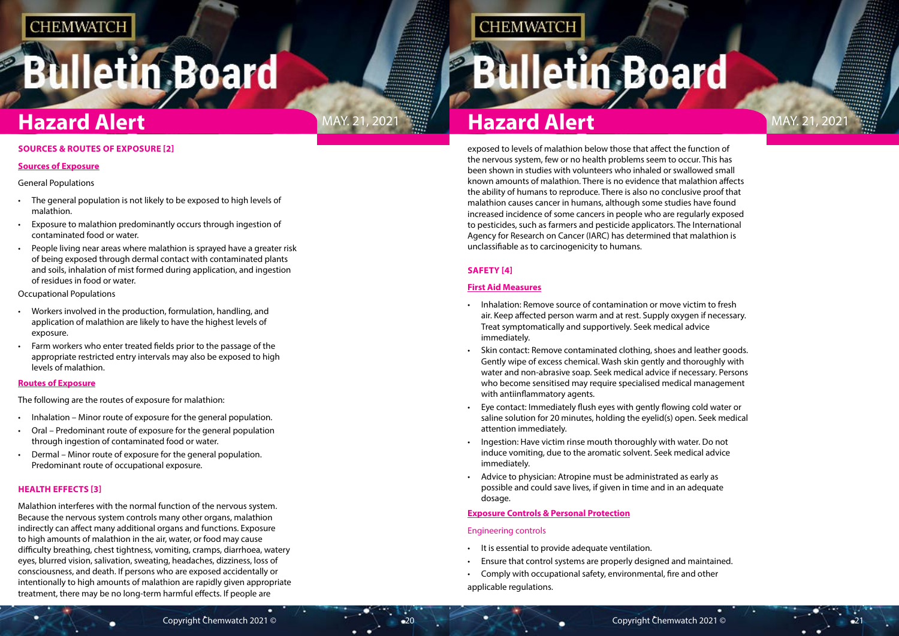## SOURCES & ROUTES OF EXPOSURE [2]

### Sources of Exposure

General Populations

- The general population is not likely to be exposed to high levels of malathion.
- Exposure to malathion predominantly occurs through ingestion of contaminated food or water.
- People living near areas where malathion is sprayed have a greater risk of being exposed through dermal contact with contaminated plants and soils, inhalation of mist formed during application, and ingestion of residues in food or water.

Occupational Populations

- Workers involved in the production, formulation, handling, and application of malathion are likely to have the highest levels of exposure.
- Farm workers who enter treated fields prior to the passage of the appropriate restricted entry intervals may also be exposed to high levels of malathion.

### Routes of Exposure

The following are the routes of exposure for malathion:

- Inhalation – Minor route of exposure for the general population.
- Oral – Predominant route of exposure for the general population through ingestion of contaminated food or water.
- Dermal – Minor route of exposure for the general population. Predominant route of occupational exposure.

## HEALTH EFFECTS [3]

Malathion interferes with the normal function of the nervous system. Because the nervous system controls many other organs, malathion indirectly can affect many additional organs and functions. Exposure to high amounts of malathion in the air, water, or food may cause difficulty breathing, chest tightness, vomiting, cramps, diarrhoea, watery eyes, blurred vision, salivation, sweating, headaches, dizziness, loss of consciousness, and death. If persons who are exposed accidentally or intentionally to high amounts of malathion are rapidly given appropriate treatment, there may be no long-term harmful effects. If people are exposed to levels of malathion below those that affect the function of the nervous system, few or no health problems seem to occur. This has been shown in studies with volunteers who inhaled or swallowed small known amounts of malathion. There is no evidence that malathion affects the ability of humans to reproduce. There is also no conclusive proof that malathion causes cancer in humans, although some studies have found increased incidence of some cancers in people who are regularly exposed to pesticides, such as farmers and pesticide applicators. The International Agency for Research on Cancer (IARC) has determined that malathion is unclassifiable as to carcinogenicity to humans.

## SAFETY [4]

### First Aid Measures

- Inhalation: Remove source of contamination or move victim to fresh air. Keep affected person warm and at rest. Supply oxygen if necessary. Treat symptomatically and supportively. Seek medical advice immediately.
- Skin contact: Remove contaminated clothing, shoes and leather goods. Gently wipe of excess chemical. Wash skin gently and thoroughly with water and non-abrasive soap. Seek medical advice if necessary. Persons who become sensitised may require specialised medical management with antiinflammatory agents.
- Eye contact: Immediately flush eyes with gently flowing cold water or saline solution for 20 minutes, holding the eyelid(s) open. Seek medical attention immediately.
- Ingestion: Have victim rinse mouth thoroughly with water. Do not induce vomiting, due to the aromatic solvent. Seek medical advice immediately.
- Advice to physician: Atropine must be administered as early as possible and could save lives, if given in time and in an adequate dosage.

### Exposure Controls & Personal Protection

Engineering controls

- It is essential to provide adequate ventilation.
- Ensure that control systems are properly designed and maintained.
- Comply with occupational safety, environmental, fire and other applicable regulations.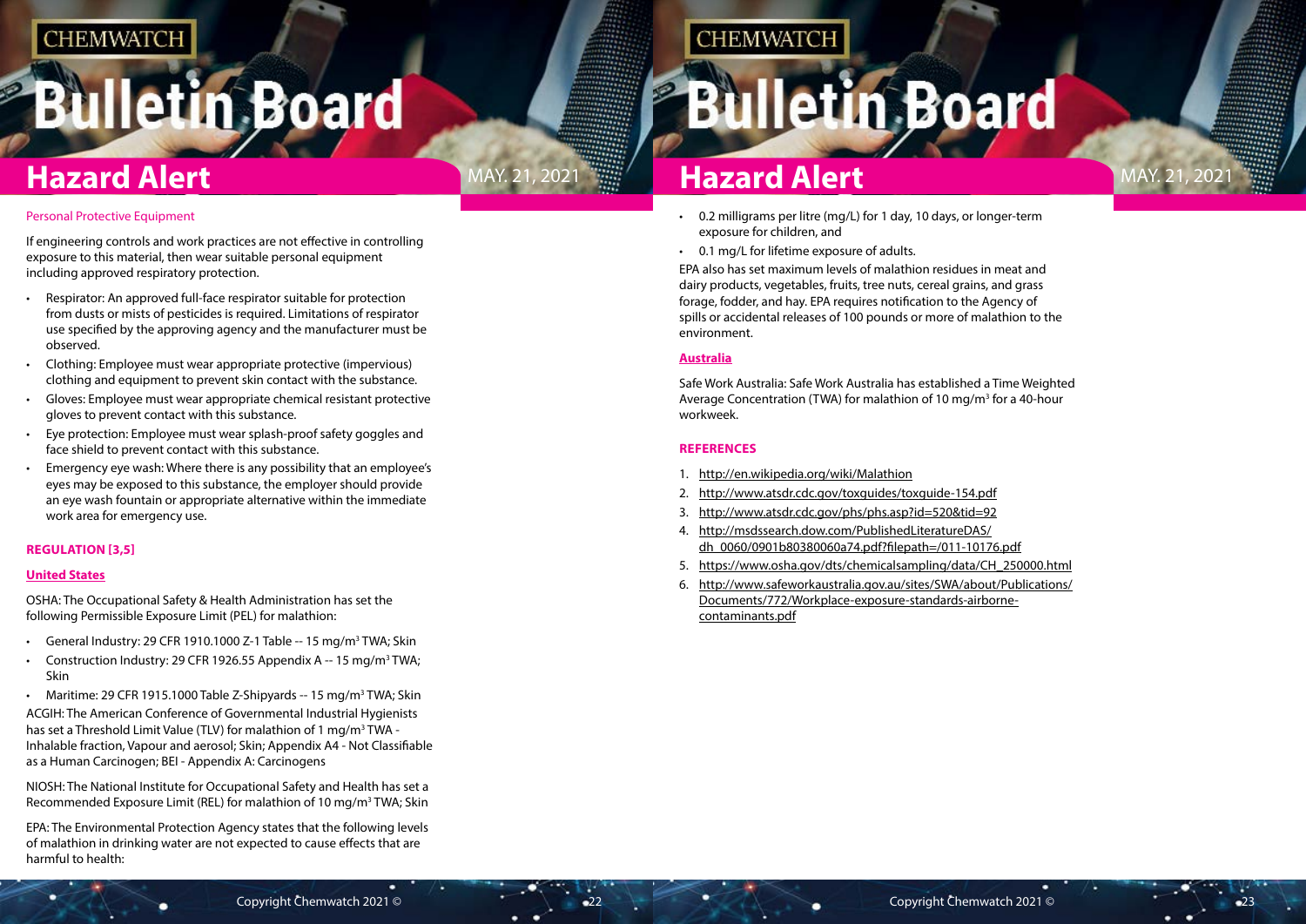### Personal Protective Equipment

If engineering controls and work practices are not effective in controlling exposure to this material, then wear suitable personal equipment including approved respiratory protection.

- Respirator: An approved full-face respirator suitable for protection from dusts or mists of pesticides is required. Limitations of respirator use specified by the approving agency and the manufacturer must be observed.
- Clothing: Employee must wear appropriate protective (impervious) clothing and equipment to prevent skin contact with the substance.
- Gloves: Employee must wear appropriate chemical resistant protective gloves to prevent contact with this substance.
- Eye protection: Employee must wear splash-proof safety goggles and face shield to prevent contact with this substance.
- Emergency eye wash: Where there is any possibility that an employee's eyes may be exposed to this substance, the employer should provide an eye wash fountain or appropriate alternative within the immediate work area for emergency use.

## REGULATION [3,5]

### United States

OSHA: The Occupational Safety & Health Administration has set the following Permissible Exposure Limit (PEL) for malathion:

- General Industry: 29 CFR 1910.1000 Z-1 Table -- 15 mg/m³ TWA; Skin
- Construction Industry: 29 CFR 1926.55 Appendix A -- 15 mg/m³ TWA; Skin
- Maritime: 29 CFR 1915.1000 Table Z-Shipyards -- 15 mg/m³ TWA; Skin

ACGIH: The American Conference of Governmental Industrial Hygienists has set a Threshold Limit Value (TLV) for malathion of 1 mg/m³ TWA - Inhalable fraction, Vapour and aerosol; Skin; Appendix A4 - Not Classifiable as a Human Carcinogen; BEI - Appendix A: Carcinogens

NIOSH: The National Institute for Occupational Safety and Health has set a Recommended Exposure Limit (REL) for malathion of 10 mg/m³ TWA; Skin

EPA: The Environmental Protection Agency states that the following levels of malathion in drinking water are not expected to cause effects that are harmful to health:

- 0.2 milligrams per litre (mg/L) for 1 day, 10 days, or longer-term exposure for children, and
- 0.1 mg/L for lifetime exposure of adults.

EPA also has set maximum levels of malathion residues in meat and dairy products, vegetables, fruits, tree nuts, cereal grains, and grass forage, fodder, and hay. EPA requires notification to the Agency of spills or accidental releases of 100 pounds or more of malathion to the environment.

### Australia

Safe Work Australia: Safe Work Australia has established a Time Weighted Average Concentration (TWA) for malathion of 10 mg/m³ for a 40-hour workweek.

## REFERENCES

1. http://en.wikipedia.org/wiki/Malathion
2. http://www.atsdr.cdc.gov/toxguides/toxguide-154.pdf
3. http://www.atsdr.cdc.gov/phs/phs.asp?id=520&tid=92
4. http://msdssearch.dow.com/PublishedLiteratureDAS/dh_0060/0901b80380060a74.pdf?filepath=/011-10176.pdf
5. https://www.osha.gov/dts/chemicalsampling/data/CH_250000.html
6. http://www.safeworkaustralia.gov.au/sites/SWA/about/Publications/Documents/772/Workplace-exposure-standards-airborne-contaminants.pdf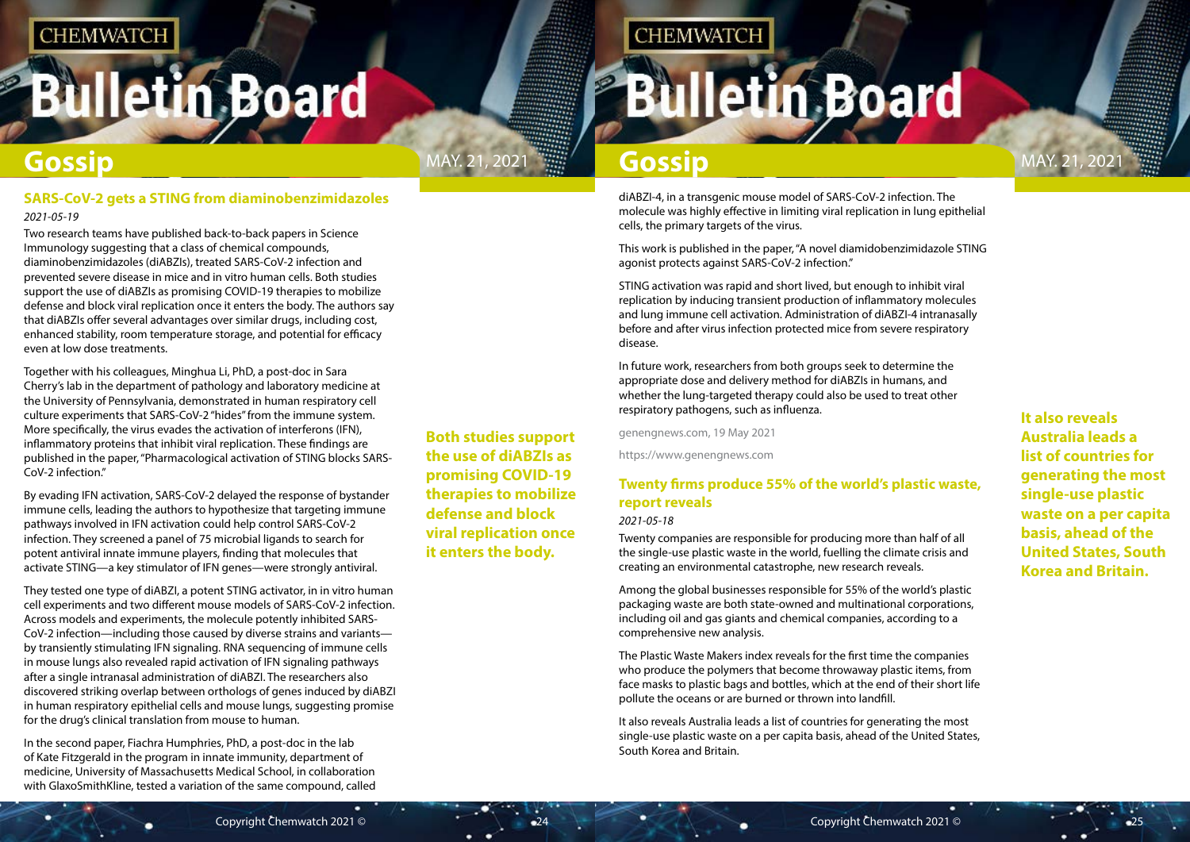## SARS-CoV-2 gets a STING from diaminobenzimidazoles

*2021-05-19*

Two research teams have published back-to-back papers in Science Immunology suggesting that a class of chemical compounds, diaminobenzimidazoles (diABZIs), treated SARS-CoV-2 infection and prevented severe disease in mice and in vitro human cells. Both studies support the use of diABZIs as promising COVID-19 therapies to mobilize defense and block viral replication once it enters the body. The authors say that diABZIs offer several advantages over similar drugs, including cost, enhanced stability, room temperature storage, and potential for efficacy even at low dose treatments.

**Both studies support the use of diABZIs as promising COVID-19 therapies to mobilize defense and block viral replication once it enters the body.**

Together with his colleagues, Minghua Li, PhD, a post-doc in Sara Cherry's lab in the department of pathology and laboratory medicine at the University of Pennsylvania, demonstrated in human respiratory cell culture experiments that SARS-CoV-2 "hides" from the immune system. More specifically, the virus evades the activation of interferons (IFN), inflammatory proteins that inhibit viral replication. These findings are published in the paper, "Pharmacological activation of STING blocks SARS-CoV-2 infection."

By evading IFN activation, SARS-CoV-2 delayed the response of bystander immune cells, leading the authors to hypothesize that targeting immune pathways involved in IFN activation could help control SARS-CoV-2 infection. They screened a panel of 75 microbial ligands to search for potent antiviral innate immune players, finding that molecules that activate STING—a key stimulator of IFN genes—were strongly antiviral.

They tested one type of diABZI, a potent STING activator, in in vitro human cell experiments and two different mouse models of SARS-CoV-2 infection. Across models and experiments, the molecule potently inhibited SARS-CoV-2 infection—including those caused by diverse strains and variants—by transiently stimulating IFN signaling. RNA sequencing of immune cells in mouse lungs also revealed rapid activation of IFN signaling pathways after a single intranasal administration of diABZI. The researchers also discovered striking overlap between orthologs of genes induced by diABZI in human respiratory epithelial cells and mouse lungs, suggesting promise for the drug's clinical translation from mouse to human.

In the second paper, Fiachra Humphries, PhD, a post-doc in the lab of Kate Fitzgerald in the program in innate immunity, department of medicine, University of Massachusetts Medical School, in collaboration with GlaxoSmithKline, tested a variation of the same compound, called diABZI-4, in a transgenic mouse model of SARS-CoV-2 infection. The molecule was highly effective in limiting viral replication in lung epithelial cells, the primary targets of the virus.

This work is published in the paper, "A novel diamidobenzimidazole STING agonist protects against SARS-CoV-2 infection."

STING activation was rapid and short lived, but enough to inhibit viral replication by inducing transient production of inflammatory molecules and lung immune cell activation. Administration of diABZI-4 intranasally before and after virus infection protected mice from severe respiratory disease.

In future work, researchers from both groups seek to determine the appropriate dose and delivery method for diABZIs in humans, and whether the lung-targeted therapy could also be used to treat other respiratory pathogens, such as influenza.

genengnews.com, 19 May 2021

https://www.genengnews.com

## Twenty firms produce 55% of the world's plastic waste, report reveals

*2021-05-18*

Twenty companies are responsible for producing more than half of all the single-use plastic waste in the world, fuelling the climate crisis and creating an environmental catastrophe, new research reveals.

Among the global businesses responsible for 55% of the world's plastic packaging waste are both state-owned and multinational corporations, including oil and gas giants and chemical companies, according to a comprehensive new analysis.

The Plastic Waste Makers index reveals for the first time the companies who produce the polymers that become throwaway plastic items, from face masks to plastic bags and bottles, which at the end of their short life pollute the oceans or are burned or thrown into landfill.

**It also reveals Australia leads a list of countries for generating the most single-use plastic waste on a per capita basis, ahead of the United States, South Korea and Britain.**

It also reveals Australia leads a list of countries for generating the most single-use plastic waste on a per capita basis, ahead of the United States, South Korea and Britain.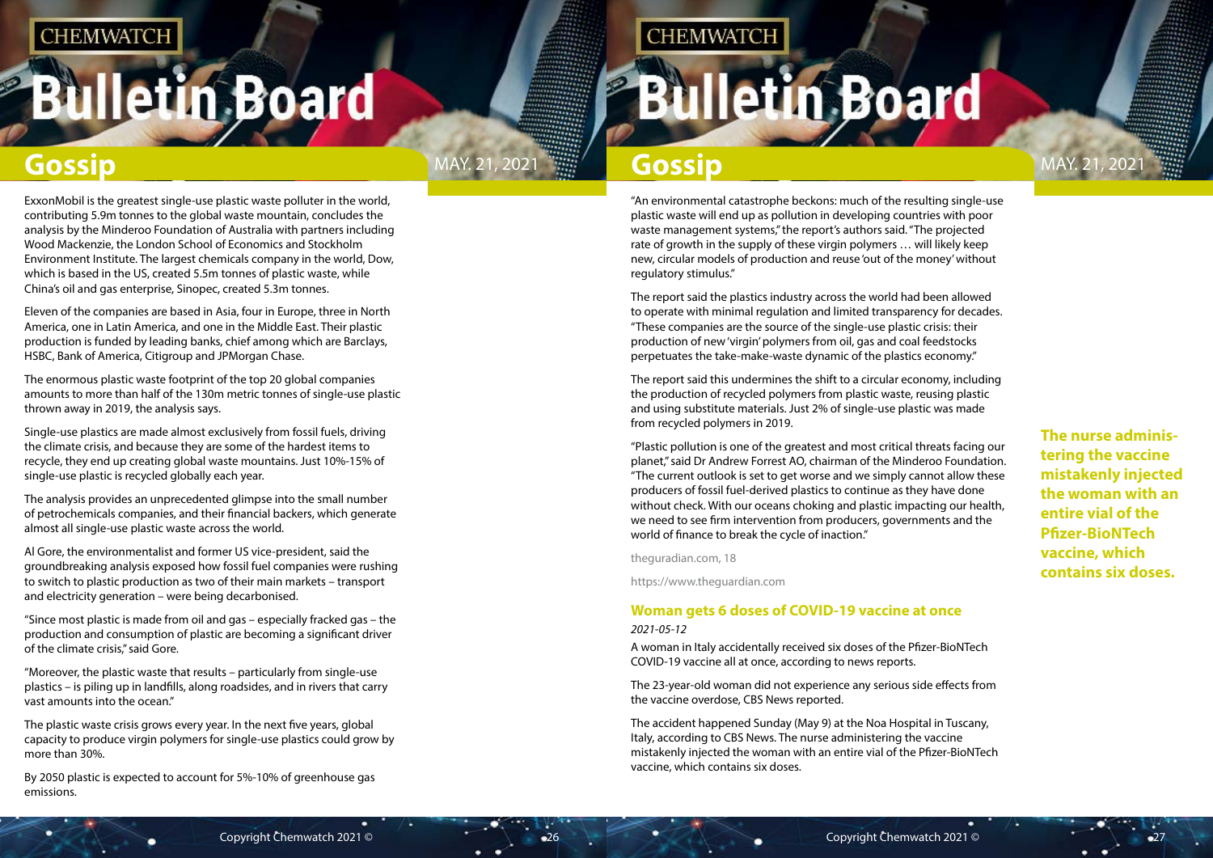ExxonMobil is the greatest single-use plastic waste polluter in the world, contributing 5.9m tonnes to the global waste mountain, concludes the analysis by the Minderoo Foundation of Australia with partners including Wood Mackenzie, the London School of Economics and Stockholm Environment Institute. The largest chemicals company in the world, Dow, which is based in the US, created 5.5m tonnes of plastic waste, while China's oil and gas enterprise, Sinopec, created 5.3m tonnes.

Eleven of the companies are based in Asia, four in Europe, three in North America, one in Latin America, and one in the Middle East. Their plastic production is funded by leading banks, chief among which are Barclays, HSBC, Bank of America, Citigroup and JPMorgan Chase.

The enormous plastic waste footprint of the top 20 global companies amounts to more than half of the 130m metric tonnes of single-use plastic thrown away in 2019, the analysis says.

Single-use plastics are made almost exclusively from fossil fuels, driving the climate crisis, and because they are some of the hardest items to recycle, they end up creating global waste mountains. Just 10%-15% of single-use plastic is recycled globally each year.

The analysis provides an unprecedented glimpse into the small number of petrochemicals companies, and their financial backers, which generate almost all single-use plastic waste across the world.

Al Gore, the environmentalist and former US vice-president, said the groundbreaking analysis exposed how fossil fuel companies were rushing to switch to plastic production as two of their main markets – transport and electricity generation – were being decarbonised.

"Since most plastic is made from oil and gas – especially fracked gas – the production and consumption of plastic are becoming a significant driver of the climate crisis," said Gore.

"Moreover, the plastic waste that results – particularly from single-use plastics – is piling up in landfills, along roadsides, and in rivers that carry vast amounts into the ocean."

The plastic waste crisis grows every year. In the next five years, global capacity to produce virgin polymers for single-use plastics could grow by more than 30%.

By 2050 plastic is expected to account for 5%-10% of greenhouse gas emissions.

"An environmental catastrophe beckons: much of the resulting single-use plastic waste will end up as pollution in developing countries with poor waste management systems," the report's authors said. "The projected rate of growth in the supply of these virgin polymers … will likely keep new, circular models of production and reuse 'out of the money' without regulatory stimulus."

The report said the plastics industry across the world had been allowed to operate with minimal regulation and limited transparency for decades. "These companies are the source of the single-use plastic crisis: their production of new 'virgin' polymers from oil, gas and coal feedstocks perpetuates the take-make-waste dynamic of the plastics economy."

The report said this undermines the shift to a circular economy, including the production of recycled polymers from plastic waste, reusing plastic and using substitute materials. Just 2% of single-use plastic was made from recycled polymers in 2019.

"Plastic pollution is one of the greatest and most critical threats facing our planet," said Dr Andrew Forrest AO, chairman of the Minderoo Foundation. "The current outlook is set to get worse and we simply cannot allow these producers of fossil fuel-derived plastics to continue as they have done without check. With our oceans choking and plastic impacting our health, we need to see firm intervention from producers, governments and the world of finance to break the cycle of inaction."

theguradian.com, 18

https://www.theguardian.com

## Woman gets 6 doses of COVID-19 vaccine at once

*2021-05-12*

A woman in Italy accidentally received six doses of the Pfizer-BioNTech COVID-19 vaccine all at once, according to news reports.

The 23-year-old woman did not experience any serious side effects from the vaccine overdose, CBS News reported.

The accident happened Sunday (May 9) at the Noa Hospital in Tuscany, Italy, according to CBS News. The nurse administering the vaccine mistakenly injected the woman with an entire vial of the Pfizer-BioNTech vaccine, which contains six doses.

**The nurse administering the vaccine mistakenly injected the woman with an entire vial of the Pfizer-BioNTech vaccine, which contains six doses.**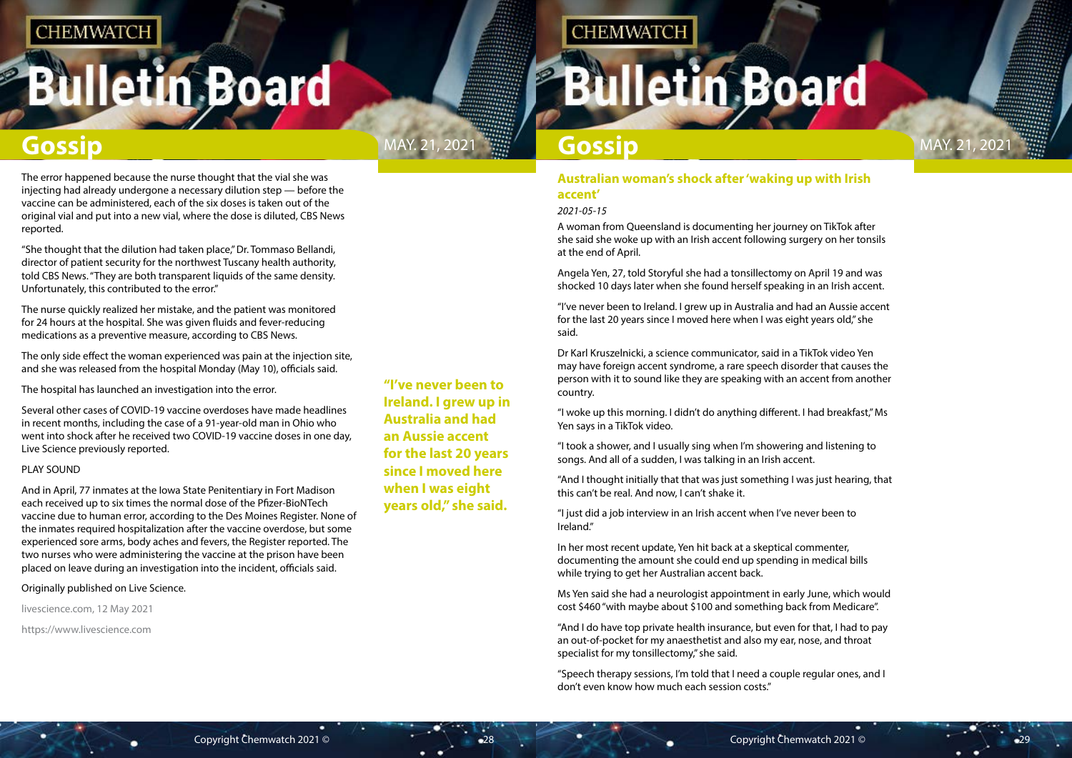The error happened because the nurse thought that the vial she was injecting had already undergone a necessary dilution step — before the vaccine can be administered, each of the six doses is taken out of the original vial and put into a new vial, where the dose is diluted, CBS News reported.

"She thought that the dilution had taken place," Dr. Tommaso Bellandi, director of patient security for the northwest Tuscany health authority, told CBS News. "They are both transparent liquids of the same density. Unfortunately, this contributed to the error."

The nurse quickly realized her mistake, and the patient was monitored for 24 hours at the hospital. She was given fluids and fever-reducing medications as a preventive measure, according to CBS News.

The only side effect the woman experienced was pain at the injection site, and she was released from the hospital Monday (May 10), officials said.

The hospital has launched an investigation into the error.

Several other cases of COVID-19 vaccine overdoses have made headlines in recent months, including the case of a 91-year-old man in Ohio who went into shock after he received two COVID-19 vaccine doses in one day, Live Science previously reported.

PLAY SOUND

And in April, 77 inmates at the Iowa State Penitentiary in Fort Madison each received up to six times the normal dose of the Pfizer-BioNTech vaccine due to human error, according to the Des Moines Register. None of the inmates required hospitalization after the vaccine overdose, but some experienced sore arms, body aches and fevers, the Register reported. The two nurses who were administering the vaccine at the prison have been placed on leave during an investigation into the incident, officials said.

Originally published on Live Science.

livescience.com, 12 May 2021

https://www.livescience.com

## Australian woman's shock after 'waking up with Irish accent'

*2021-05-15*

A woman from Queensland is documenting her journey on TikTok after she said she woke up with an Irish accent following surgery on her tonsils at the end of April.

Angela Yen, 27, told Storyful she had a tonsillectomy on April 19 and was shocked 10 days later when she found herself speaking in an Irish accent.

"I've never been to Ireland. I grew up in Australia and had an Aussie accent for the last 20 years since I moved here when I was eight years old," she said.

**"I've never been to Ireland. I grew up in Australia and had an Aussie accent for the last 20 years since I moved here when I was eight years old," she said.**

Dr Karl Kruszelnicki, a science communicator, said in a TikTok video Yen may have foreign accent syndrome, a rare speech disorder that causes the person with it to sound like they are speaking with an accent from another country.

"I woke up this morning. I didn't do anything different. I had breakfast," Ms Yen says in a TikTok video.

"I took a shower, and I usually sing when I'm showering and listening to songs. And all of a sudden, I was talking in an Irish accent.

"And I thought initially that that was just something I was just hearing, that this can't be real. And now, I can't shake it.

"I just did a job interview in an Irish accent when I've never been to Ireland."

In her most recent update, Yen hit back at a skeptical commenter, documenting the amount she could end up spending in medical bills while trying to get her Australian accent back.

Ms Yen said she had a neurologist appointment in early June, which would cost $460 "with maybe about $100 and something back from Medicare".

"And I do have top private health insurance, but even for that, I had to pay an out-of-pocket for my anaesthetist and also my ear, nose, and throat specialist for my tonsillectomy," she said.

"Speech therapy sessions, I'm told that I need a couple regular ones, and I don't even know how much each session costs."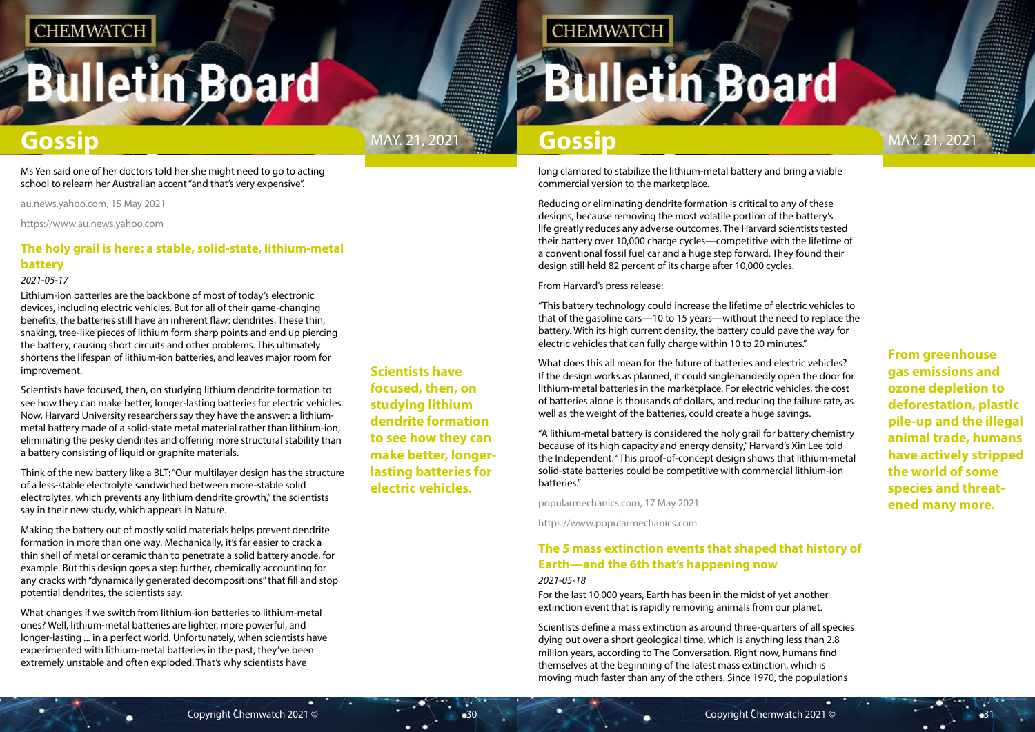Ms Yen said one of her doctors told her she might need to go to acting school to relearn her Australian accent "and that's very expensive".

au.news.yahoo.com, 15 May 2021

https://www.au.news.yahoo.com

## The holy grail is here: a stable, solid-state, lithium-metal battery

*2021-05-17*

Lithium-ion batteries are the backbone of most of today's electronic devices, including electric vehicles. But for all of their game-changing benefits, the batteries still have an inherent flaw: dendrites. These thin, snaking, tree-like pieces of lithium form sharp points and end up piercing the battery, causing short circuits and other problems. This ultimately shortens the lifespan of lithium-ion batteries, and leaves major room for improvement.

Scientists have focused, then, on studying lithium dendrite formation to see how they can make better, longer-lasting batteries for electric vehicles. Now, Harvard University researchers say they have the answer: a lithium-metal battery made of a solid-state metal material rather than lithium-ion, eliminating the pesky dendrites and offering more structural stability than a battery consisting of liquid or graphite materials.

Think of the new battery like a BLT: "Our multilayer design has the structure of a less-stable solid electrolyte sandwiched between more-stable solid electrolytes, which prevents any lithium dendrite growth," the scientists say in their new study, which appears in Nature.

Making the battery out of mostly solid materials helps prevent dendrite formation in more than one way. Mechanically, it's far easier to crack a thin shell of metal or ceramic than to penetrate a solid battery anode, for example. But this design goes a step further, chemically accounting for any cracks with "dynamically generated decompositions" that fill and stop potential dendrites, the scientists say.

What changes if we switch from lithium-ion batteries to lithium-metal ones? Well, lithium-metal batteries are lighter, more powerful, and longer-lasting ... in a perfect world. Unfortunately, when scientists have experimented with lithium-metal batteries in the past, they've been extremely unstable and often exploded. That's why scientists have long clamored to stabilize the lithium-metal battery and bring a viable commercial version to the marketplace.

**Scientists have focused, then, on studying lithium dendrite formation to see how they can make better, longer-lasting batteries for electric vehicles.**

Reducing or eliminating dendrite formation is critical to any of these designs, because removing the most volatile portion of the battery's life greatly reduces any adverse outcomes. The Harvard scientists tested their battery over 10,000 charge cycles—competitive with the lifetime of a conventional fossil fuel car and a huge step forward. They found their design still held 82 percent of its charge after 10,000 cycles.

From Harvard's press release:

"This battery technology could increase the lifetime of electric vehicles to that of the gasoline cars—10 to 15 years—without the need to replace the battery. With its high current density, the battery could pave the way for electric vehicles that can fully charge within 10 to 20 minutes."

What does this all mean for the future of batteries and electric vehicles? If the design works as planned, it could singlehandedly open the door for lithium-metal batteries in the marketplace. For electric vehicles, the cost of batteries alone is thousands of dollars, and reducing the failure rate, as well as the weight of the batteries, could create a huge savings.

"A lithium-metal battery is considered the holy grail for battery chemistry because of its high capacity and energy density," Harvard's Xin Lee told the Independent. "This proof-of-concept design shows that lithium-metal solid-state batteries could be competitive with commercial lithium-ion batteries."

popularmechanics.com, 17 May 2021

https://www.popularmechanics.com

## The 5 mass extinction events that shaped that history of Earth—and the 6th that's happening now

*2021-05-18*

For the last 10,000 years, Earth has been in the midst of yet another extinction event that is rapidly removing animals from our planet.

Scientists define a mass extinction as around three-quarters of all species dying out over a short geological time, which is anything less than 2.8 million years, according to The Conversation. Right now, humans find themselves at the beginning of the latest mass extinction, which is moving much faster than any of the others. Since 1970, the populations

**From greenhouse gas emissions and ozone depletion to deforestation, plastic pile-up and the illegal animal trade, humans have actively stripped the world of some species and threatened many more.**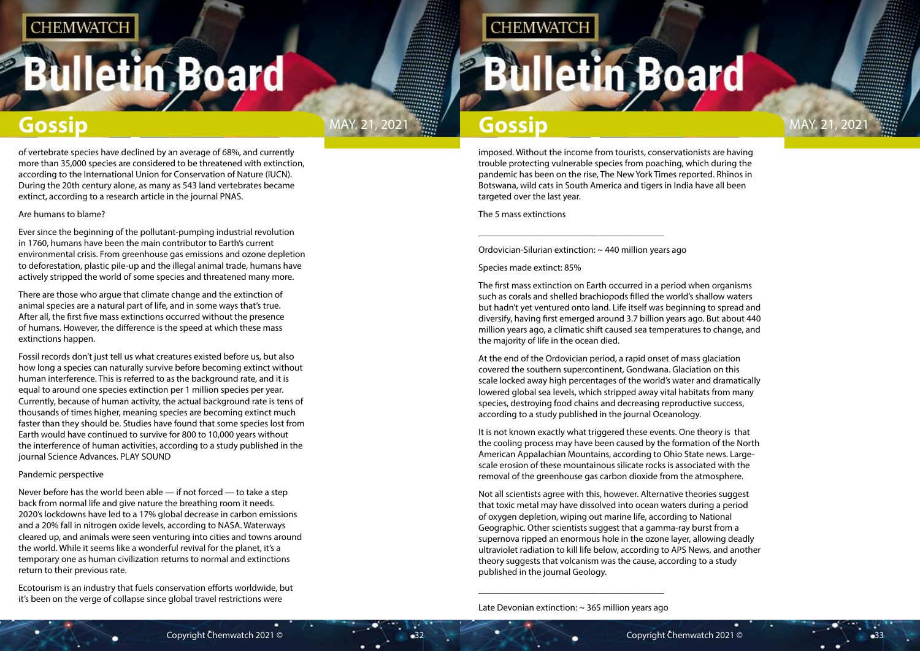of vertebrate species have declined by an average of 68%, and currently more than 35,000 species are considered to be threatened with extinction, according to the International Union for Conservation of Nature (IUCN). During the 20th century alone, as many as 543 land vertebrates became extinct, according to a research article in the journal PNAS.

Are humans to blame?

Ever since the beginning of the pollutant-pumping industrial revolution in 1760, humans have been the main contributor to Earth's current environmental crisis. From greenhouse gas emissions and ozone depletion to deforestation, plastic pile-up and the illegal animal trade, humans have actively stripped the world of some species and threatened many more.

There are those who argue that climate change and the extinction of animal species are a natural part of life, and in some ways that's true. After all, the first five mass extinctions occurred without the presence of humans. However, the difference is the speed at which these mass extinctions happen.

Fossil records don't just tell us what creatures existed before us, but also how long a species can naturally survive before becoming extinct without human interference. This is referred to as the background rate, and it is equal to around one species extinction per 1 million species per year. Currently, because of human activity, the actual background rate is tens of thousands of times higher, meaning species are becoming extinct much faster than they should be. Studies have found that some species lost from Earth would have continued to survive for 800 to 10,000 years without the interference of human activities, according to a study published in the journal Science Advances. PLAY SOUND

Pandemic perspective

Never before has the world been able — if not forced — to take a step back from normal life and give nature the breathing room it needs. 2020's lockdowns have led to a 17% global decrease in carbon emissions and a 20% fall in nitrogen oxide levels, according to NASA. Waterways cleared up, and animals were seen venturing into cities and towns around the world. While it seems like a wonderful revival for the planet, it's a temporary one as human civilization returns to normal and extinctions return to their previous rate.

Ecotourism is an industry that fuels conservation efforts worldwide, but it's been on the verge of collapse since global travel restrictions were imposed. Without the income from tourists, conservationists are having trouble protecting vulnerable species from poaching, which during the pandemic has been on the rise, The New York Times reported. Rhinos in Botswana, wild cats in South America and tigers in India have all been targeted over the last year.

The 5 mass extinctions

---

Ordovician-Silurian extinction: ~ 440 million years ago

Species made extinct: 85%

The first mass extinction on Earth occurred in a period when organisms such as corals and shelled brachiopods filled the world's shallow waters but hadn't yet ventured onto land. Life itself was beginning to spread and diversify, having first emerged around 3.7 billion years ago. But about 440 million years ago, a climatic shift caused sea temperatures to change, and the majority of life in the ocean died.

At the end of the Ordovician period, a rapid onset of mass glaciation covered the southern supercontinent, Gondwana. Glaciation on this scale locked away high percentages of the world's water and dramatically lowered global sea levels, which stripped away vital habitats from many species, destroying food chains and decreasing reproductive success, according to a study published in the journal Oceanology.

It is not known exactly what triggered these events. One theory is that the cooling process may have been caused by the formation of the North American Appalachian Mountains, according to Ohio State news. Large-scale erosion of these mountainous silicate rocks is associated with the removal of the greenhouse gas carbon dioxide from the atmosphere.

Not all scientists agree with this, however. Alternative theories suggest that toxic metal may have dissolved into ocean waters during a period of oxygen depletion, wiping out marine life, according to National Geographic. Other scientists suggest that a gamma-ray burst from a supernova ripped an enormous hole in the ozone layer, allowing deadly ultraviolet radiation to kill life below, according to APS News, and another theory suggests that volcanism was the cause, according to a study published in the journal Geology.

---

Late Devonian extinction: ~ 365 million years ago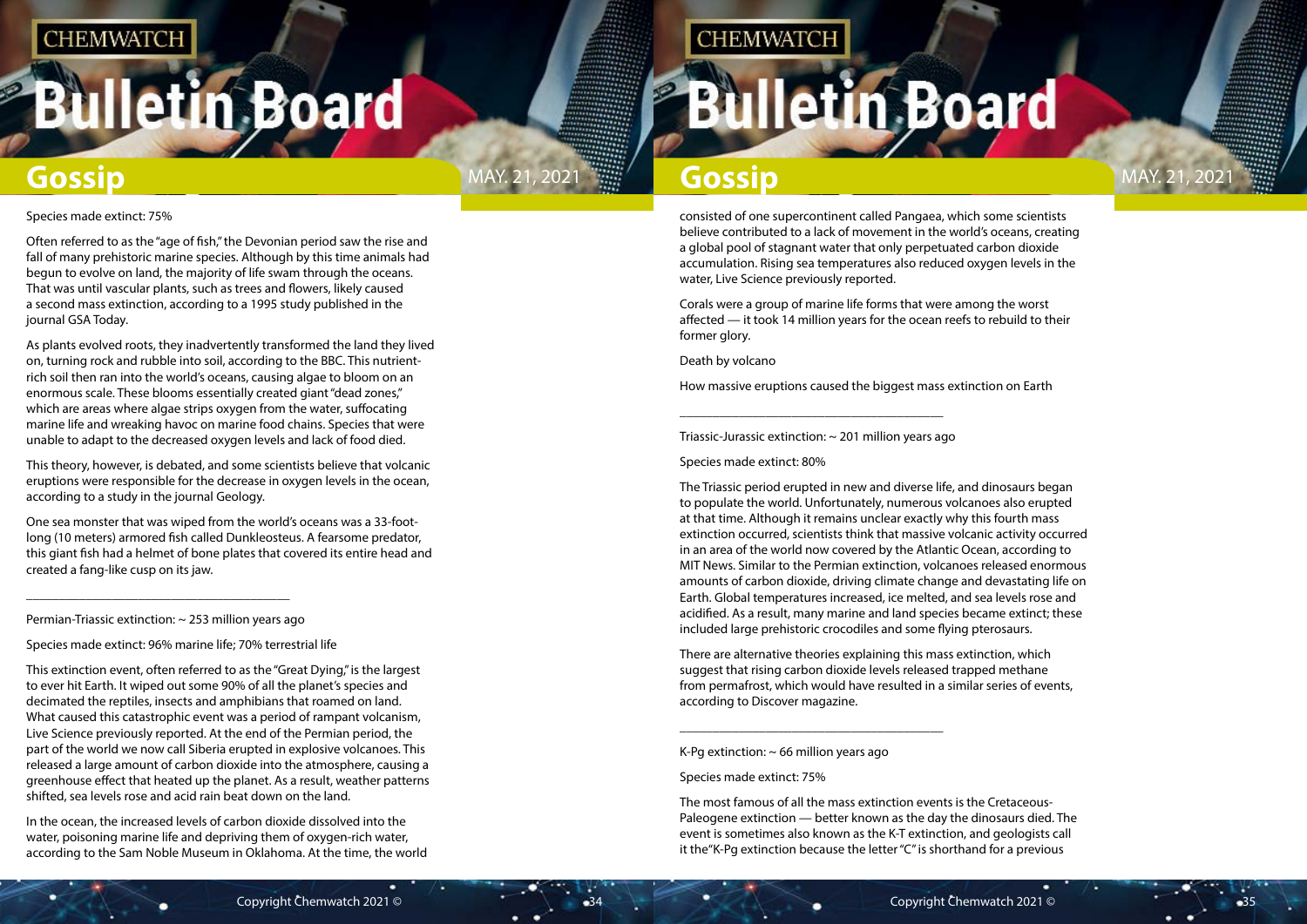Species made extinct: 75%

Often referred to as the "age of fish," the Devonian period saw the rise and fall of many prehistoric marine species. Although by this time animals had begun to evolve on land, the majority of life swam through the oceans. That was until vascular plants, such as trees and flowers, likely caused a second mass extinction, according to a 1995 study published in the journal GSA Today.

As plants evolved roots, they inadvertently transformed the land they lived on, turning rock and rubble into soil, according to the BBC. This nutrient-rich soil then ran into the world's oceans, causing algae to bloom on an enormous scale. These blooms essentially created giant "dead zones," which are areas where algae strips oxygen from the water, suffocating marine life and wreaking havoc on marine food chains. Species that were unable to adapt to the decreased oxygen levels and lack of food died.

This theory, however, is debated, and some scientists believe that volcanic eruptions were responsible for the decrease in oxygen levels in the ocean, according to a study in the journal Geology.

One sea monster that was wiped from the world's oceans was a 33-foot-long (10 meters) armored fish called Dunkleosteus. A fearsome predator, this giant fish had a helmet of bone plates that covered its entire head and created a fang-like cusp on its jaw.

---

Permian-Triassic extinction: ~ 253 million years ago

Species made extinct: 96% marine life; 70% terrestrial life

This extinction event, often referred to as the "Great Dying," is the largest to ever hit Earth. It wiped out some 90% of all the planet's species and decimated the reptiles, insects and amphibians that roamed on land. What caused this catastrophic event was a period of rampant volcanism, Live Science previously reported. At the end of the Permian period, the part of the world we now call Siberia erupted in explosive volcanoes. This released a large amount of carbon dioxide into the atmosphere, causing a greenhouse effect that heated up the planet. As a result, weather patterns shifted, sea levels rose and acid rain beat down on the land.

In the ocean, the increased levels of carbon dioxide dissolved into the water, poisoning marine life and depriving them of oxygen-rich water, according to the Sam Noble Museum in Oklahoma. At the time, the world consisted of one supercontinent called Pangaea, which some scientists believe contributed to a lack of movement in the world's oceans, creating a global pool of stagnant water that only perpetuated carbon dioxide accumulation. Rising sea temperatures also reduced oxygen levels in the water, Live Science previously reported.

Corals were a group of marine life forms that were among the worst affected — it took 14 million years for the ocean reefs to rebuild to their former glory.

Death by volcano

How massive eruptions caused the biggest mass extinction on Earth

---

Triassic-Jurassic extinction: ~ 201 million years ago

Species made extinct: 80%

The Triassic period erupted in new and diverse life, and dinosaurs began to populate the world. Unfortunately, numerous volcanoes also erupted at that time. Although it remains unclear exactly why this fourth mass extinction occurred, scientists think that massive volcanic activity occurred in an area of the world now covered by the Atlantic Ocean, according to MIT News. Similar to the Permian extinction, volcanoes released enormous amounts of carbon dioxide, driving climate change and devastating life on Earth. Global temperatures increased, ice melted, and sea levels rose and acidified. As a result, many marine and land species became extinct; these included large prehistoric crocodiles and some flying pterosaurs.

There are alternative theories explaining this mass extinction, which suggest that rising carbon dioxide levels released trapped methane from permafrost, which would have resulted in a similar series of events, according to Discover magazine.

---

K-Pg extinction: ~ 66 million years ago

Species made extinct: 75%

The most famous of all the mass extinction events is the Cretaceous-Paleogene extinction — better known as the day the dinosaurs died. The event is sometimes also known as the K-T extinction, and geologists call it the"K-Pg extinction because the letter "C" is shorthand for a previous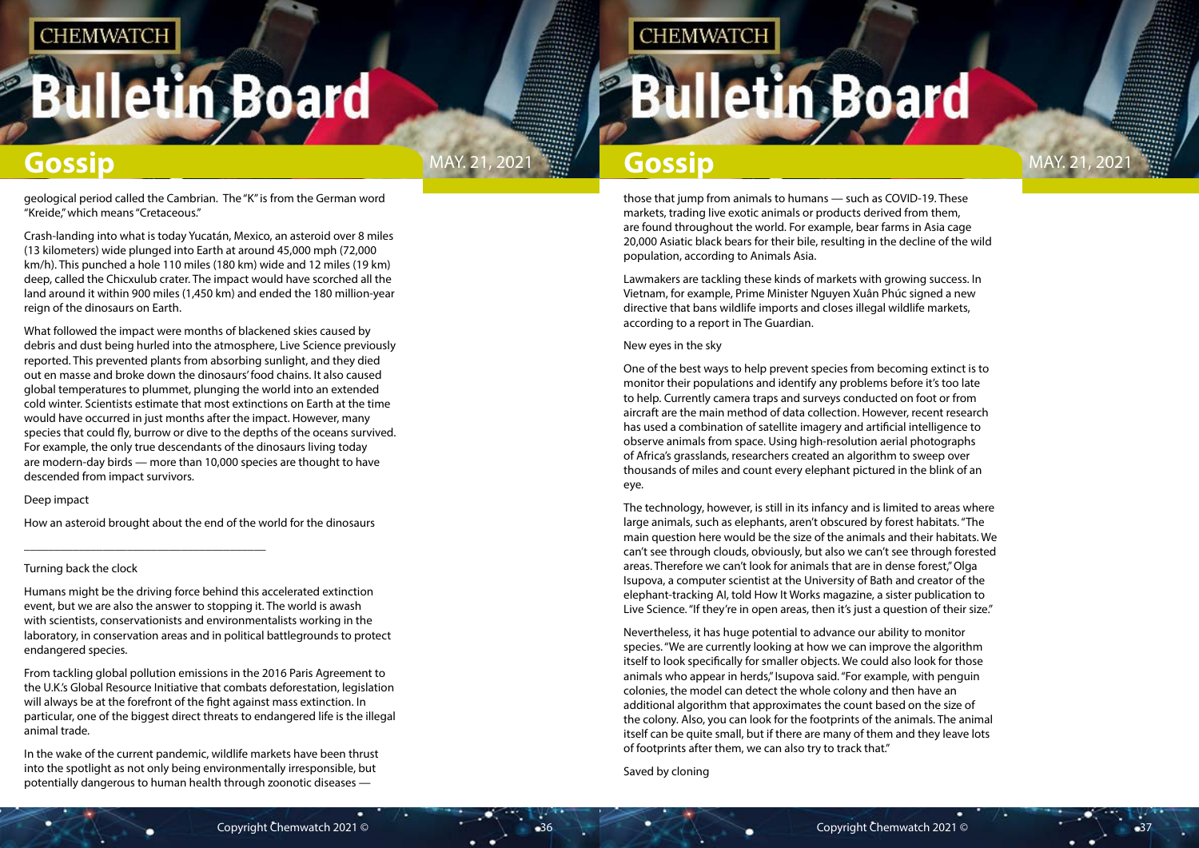geological period called the Cambrian. The "K" is from the German word "Kreide," which means "Cretaceous."

Crash-landing into what is today Yucatán, Mexico, an asteroid over 8 miles (13 kilometers) wide plunged into Earth at around 45,000 mph (72,000 km/h). This punched a hole 110 miles (180 km) wide and 12 miles (19 km) deep, called the Chicxulub crater. The impact would have scorched all the land around it within 900 miles (1,450 km) and ended the 180 million-year reign of the dinosaurs on Earth.

What followed the impact were months of blackened skies caused by debris and dust being hurled into the atmosphere, Live Science previously reported. This prevented plants from absorbing sunlight, and they died out en masse and broke down the dinosaurs' food chains. It also caused global temperatures to plummet, plunging the world into an extended cold winter. Scientists estimate that most extinctions on Earth at the time would have occurred in just months after the impact. However, many species that could fly, burrow or dive to the depths of the oceans survived. For example, the only true descendants of the dinosaurs living today are modern-day birds — more than 10,000 species are thought to have descended from impact survivors.

Deep impact

How an asteroid brought about the end of the world for the dinosaurs

---

Turning back the clock

Humans might be the driving force behind this accelerated extinction event, but we are also the answer to stopping it. The world is awash with scientists, conservationists and environmentalists working in the laboratory, in conservation areas and in political battlegrounds to protect endangered species.

From tackling global pollution emissions in the 2016 Paris Agreement to the U.K.'s Global Resource Initiative that combats deforestation, legislation will always be at the forefront of the fight against mass extinction. In particular, one of the biggest direct threats to endangered life is the illegal animal trade.

In the wake of the current pandemic, wildlife markets have been thrust into the spotlight as not only being environmentally irresponsible, but potentially dangerous to human health through zoonotic diseases — those that jump from animals to humans — such as COVID-19. These markets, trading live exotic animals or products derived from them, are found throughout the world. For example, bear farms in Asia cage 20,000 Asiatic black bears for their bile, resulting in the decline of the wild population, according to Animals Asia.

Lawmakers are tackling these kinds of markets with growing success. In Vietnam, for example, Prime Minister Nguyen Xuân Phúc signed a new directive that bans wildlife imports and closes illegal wildlife markets, according to a report in The Guardian.

New eyes in the sky

One of the best ways to help prevent species from becoming extinct is to monitor their populations and identify any problems before it's too late to help. Currently camera traps and surveys conducted on foot or from aircraft are the main method of data collection. However, recent research has used a combination of satellite imagery and artificial intelligence to observe animals from space. Using high-resolution aerial photographs of Africa's grasslands, researchers created an algorithm to sweep over thousands of miles and count every elephant pictured in the blink of an eye.

The technology, however, is still in its infancy and is limited to areas where large animals, such as elephants, aren't obscured by forest habitats. "The main question here would be the size of the animals and their habitats. We can't see through clouds, obviously, but also we can't see through forested areas. Therefore we can't look for animals that are in dense forest," Olga Isupova, a computer scientist at the University of Bath and creator of the elephant-tracking AI, told How It Works magazine, a sister publication to Live Science. "If they're in open areas, then it's just a question of their size."

Nevertheless, it has huge potential to advance our ability to monitor species. "We are currently looking at how we can improve the algorithm itself to look specifically for smaller objects. We could also look for those animals who appear in herds," Isupova said. "For example, with penguin colonies, the model can detect the whole colony and then have an additional algorithm that approximates the count based on the size of the colony. Also, you can look for the footprints of the animals. The animal itself can be quite small, but if there are many of them and they leave lots of footprints after them, we can also try to track that."

Saved by cloning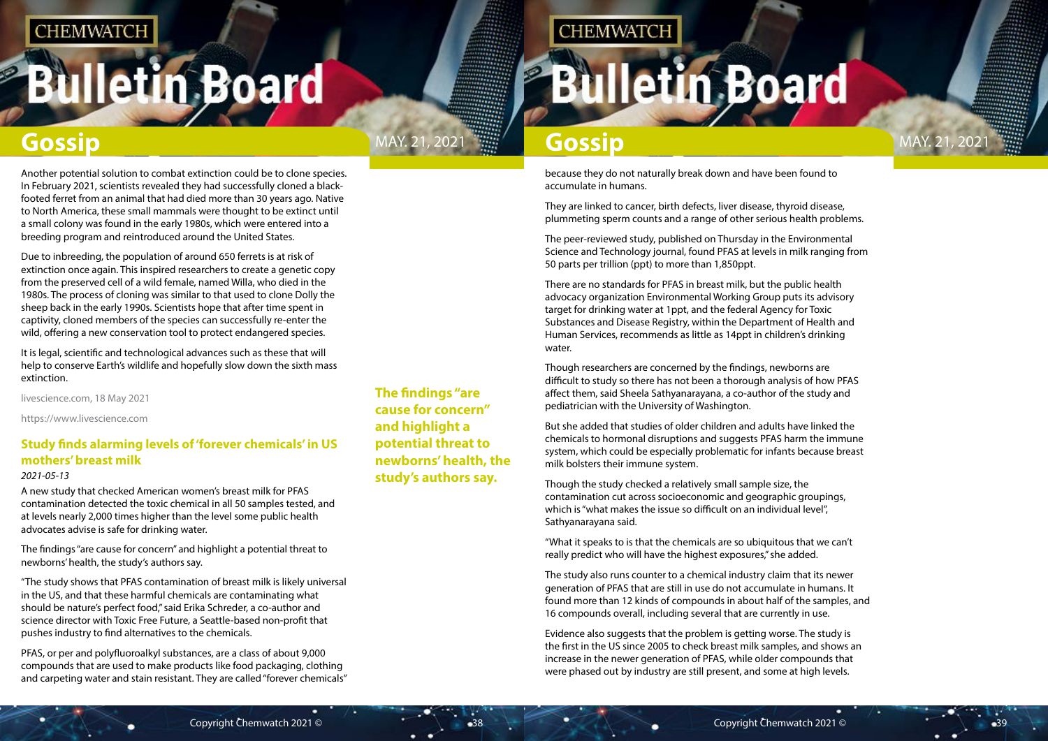Another potential solution to combat extinction could be to clone species. In February 2021, scientists revealed they had successfully cloned a black-footed ferret from an animal that had died more than 30 years ago. Native to North America, these small mammals were thought to be extinct until a small colony was found in the early 1980s, which were entered into a breeding program and reintroduced around the United States.

Due to inbreeding, the population of around 650 ferrets is at risk of extinction once again. This inspired researchers to create a genetic copy from the preserved cell of a wild female, named Willa, who died in the 1980s. The process of cloning was similar to that used to clone Dolly the sheep back in the early 1990s. Scientists hope that after time spent in captivity, cloned members of the species can successfully re-enter the wild, offering a new conservation tool to protect endangered species.

It is legal, scientific and technological advances such as these that will help to conserve Earth's wildlife and hopefully slow down the sixth mass extinction.

livescience.com, 18 May 2021

https://www.livescience.com

## Study finds alarming levels of 'forever chemicals' in US mothers' breast milk

*2021-05-13*

A new study that checked American women's breast milk for PFAS contamination detected the toxic chemical in all 50 samples tested, and at levels nearly 2,000 times higher than the level some public health advocates advise is safe for drinking water.

The findings "are cause for concern" and highlight a potential threat to newborns' health, the study's authors say.

"The study shows that PFAS contamination of breast milk is likely universal in the US, and that these harmful chemicals are contaminating what should be nature's perfect food," said Erika Schreder, a co-author and science director with Toxic Free Future, a Seattle-based non-profit that pushes industry to find alternatives to the chemicals.

PFAS, or per and polyfluoroalkyl substances, are a class of about 9,000 compounds that are used to make products like food packaging, clothing and carpeting water and stain resistant. They are called "forever chemicals" because they do not naturally break down and have been found to accumulate in humans.

They are linked to cancer, birth defects, liver disease, thyroid disease, plummeting sperm counts and a range of other serious health problems.

The peer-reviewed study, published on Thursday in the Environmental Science and Technology journal, found PFAS at levels in milk ranging from 50 parts per trillion (ppt) to more than 1,850ppt.

There are no standards for PFAS in breast milk, but the public health advocacy organization Environmental Working Group puts its advisory target for drinking water at 1ppt, and the federal Agency for Toxic Substances and Disease Registry, within the Department of Health and Human Services, recommends as little as 14ppt in children's drinking water.

Though researchers are concerned by the findings, newborns are difficult to study so there has not been a thorough analysis of how PFAS affect them, said Sheela Sathyanarayana, a co-author of the study and pediatrician with the University of Washington.

But she added that studies of older children and adults have linked the chemicals to hormonal disruptions and suggests PFAS harm the immune system, which could be especially problematic for infants because breast milk bolsters their immune system.

Though the study checked a relatively small sample size, the contamination cut across socioeconomic and geographic groupings, which is "what makes the issue so difficult on an individual level", Sathyanarayana said.

"What it speaks to is that the chemicals are so ubiquitous that we can't really predict who will have the highest exposures," she added.

The study also runs counter to a chemical industry claim that its newer generation of PFAS that are still in use do not accumulate in humans. It found more than 12 kinds of compounds in about half of the samples, and 16 compounds overall, including several that are currently in use.

Evidence also suggests that the problem is getting worse. The study is the first in the US since 2005 to check breast milk samples, and shows an increase in the newer generation of PFAS, while older compounds that were phased out by industry are still present, and some at high levels.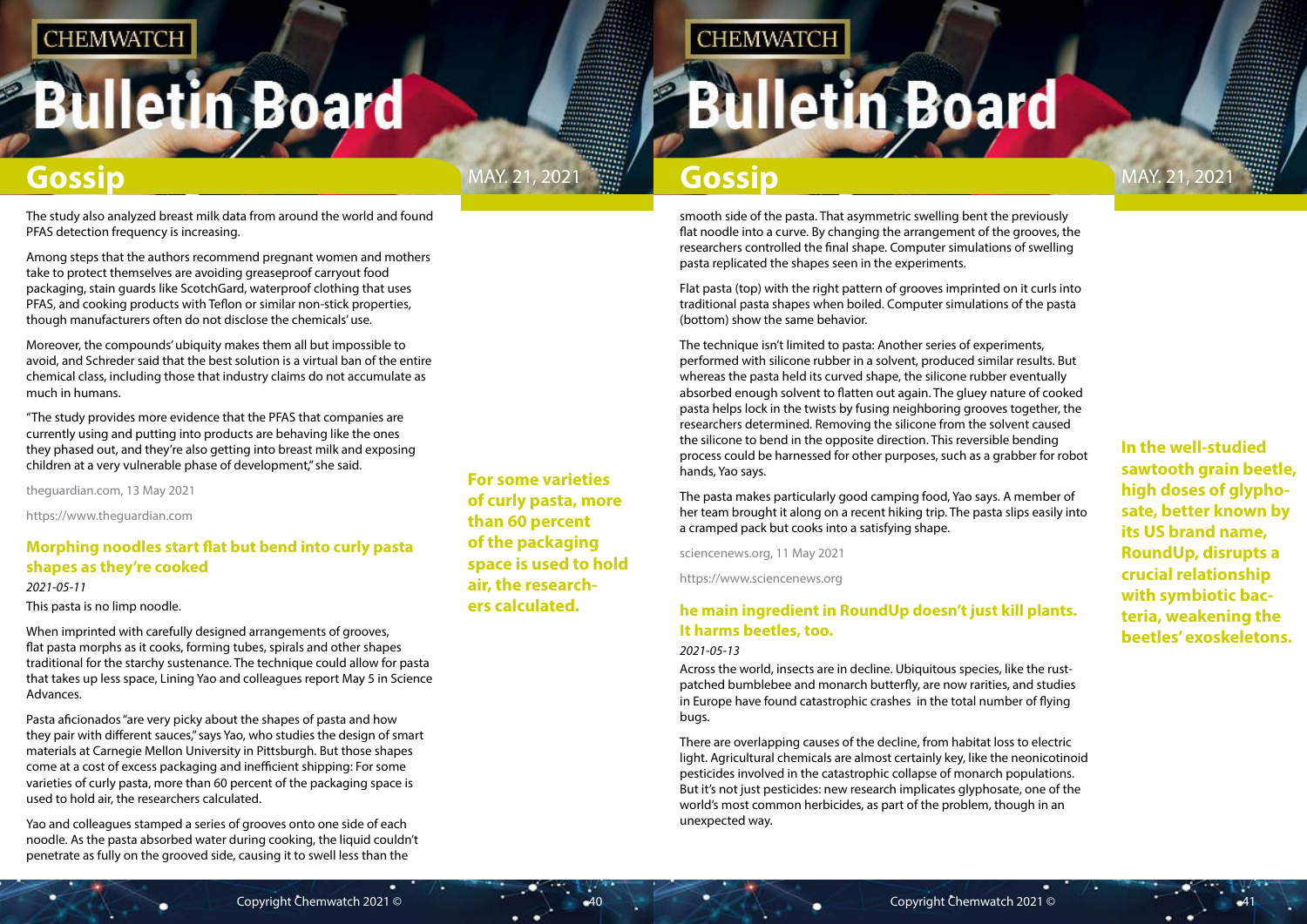The study also analyzed breast milk data from around the world and found PFAS detection frequency is increasing.

Among steps that the authors recommend pregnant women and mothers take to protect themselves are avoiding greaseproof carryout food packaging, stain guards like ScotchGard, waterproof clothing that uses PFAS, and cooking products with Teflon or similar non-stick properties, though manufacturers often do not disclose the chemicals' use.

Moreover, the compounds' ubiquity makes them all but impossible to avoid, and Schreder said that the best solution is a virtual ban of the entire chemical class, including those that industry claims do not accumulate as much in humans.

"The study provides more evidence that the PFAS that companies are currently using and putting into products are behaving like the ones they phased out, and they're also getting into breast milk and exposing children at a very vulnerable phase of development," she said.

theguardian.com, 13 May 2021

https://www.theguardian.com

## Morphing noodles start flat but bend into curly pasta shapes as they're cooked

*2021-05-11*

This pasta is no limp noodle.

When imprinted with carefully designed arrangements of grooves, flat pasta morphs as it cooks, forming tubes, spirals and other shapes traditional for the starchy sustenance. The technique could allow for pasta that takes up less space, Lining Yao and colleagues report May 5 in Science Advances.

Pasta aficionados "are very picky about the shapes of pasta and how they pair with different sauces," says Yao, who studies the design of smart materials at Carnegie Mellon University in Pittsburgh. But those shapes come at a cost of excess packaging and inefficient shipping: For some varieties of curly pasta, more than 60 percent of the packaging space is used to hold air, the researchers calculated.

**For some varieties of curly pasta, more than 60 percent of the packaging space is used to hold air, the researchers calculated.**

Yao and colleagues stamped a series of grooves onto one side of each noodle. As the pasta absorbed water during cooking, the liquid couldn't penetrate as fully on the grooved side, causing it to swell less than the smooth side of the pasta. That asymmetric swelling bent the previously flat noodle into a curve. By changing the arrangement of the grooves, the researchers controlled the final shape. Computer simulations of swelling pasta replicated the shapes seen in the experiments.

Flat pasta (top) with the right pattern of grooves imprinted on it curls into traditional pasta shapes when boiled. Computer simulations of the pasta (bottom) show the same behavior.

The technique isn't limited to pasta: Another series of experiments, performed with silicone rubber in a solvent, produced similar results. But whereas the pasta held its curved shape, the silicone rubber eventually absorbed enough solvent to flatten out again. The gluey nature of cooked pasta helps lock in the twists by fusing neighboring grooves together, the researchers determined. Removing the silicone from the solvent caused the silicone to bend in the opposite direction. This reversible bending process could be harnessed for other purposes, such as a grabber for robot hands, Yao says.

The pasta makes particularly good camping food, Yao says. A member of her team brought it along on a recent hiking trip. The pasta slips easily into a cramped pack but cooks into a satisfying shape.

sciencenews.org, 11 May 2021

https://www.sciencenews.org

## he main ingredient in RoundUp doesn't just kill plants. It harms beetles, too.

*2021-05-13*

Across the world, insects are in decline. Ubiquitous species, like the rust-patched bumblebee and monarch butterfly, are now rarities, and studies in Europe have found catastrophic crashes in the total number of flying bugs.

There are overlapping causes of the decline, from habitat loss to electric light. Agricultural chemicals are almost certainly key, like the neonicotinoid pesticides involved in the catastrophic collapse of monarch populations. But it's not just pesticides: new research implicates glyphosate, one of the world's most common herbicides, as part of the problem, though in an unexpected way.

**In the well-studied sawtooth grain beetle, high doses of glyphosate, better known by its US brand name, RoundUp, disrupts a crucial relationship with symbiotic bacteria, weakening the beetles' exoskeletons.**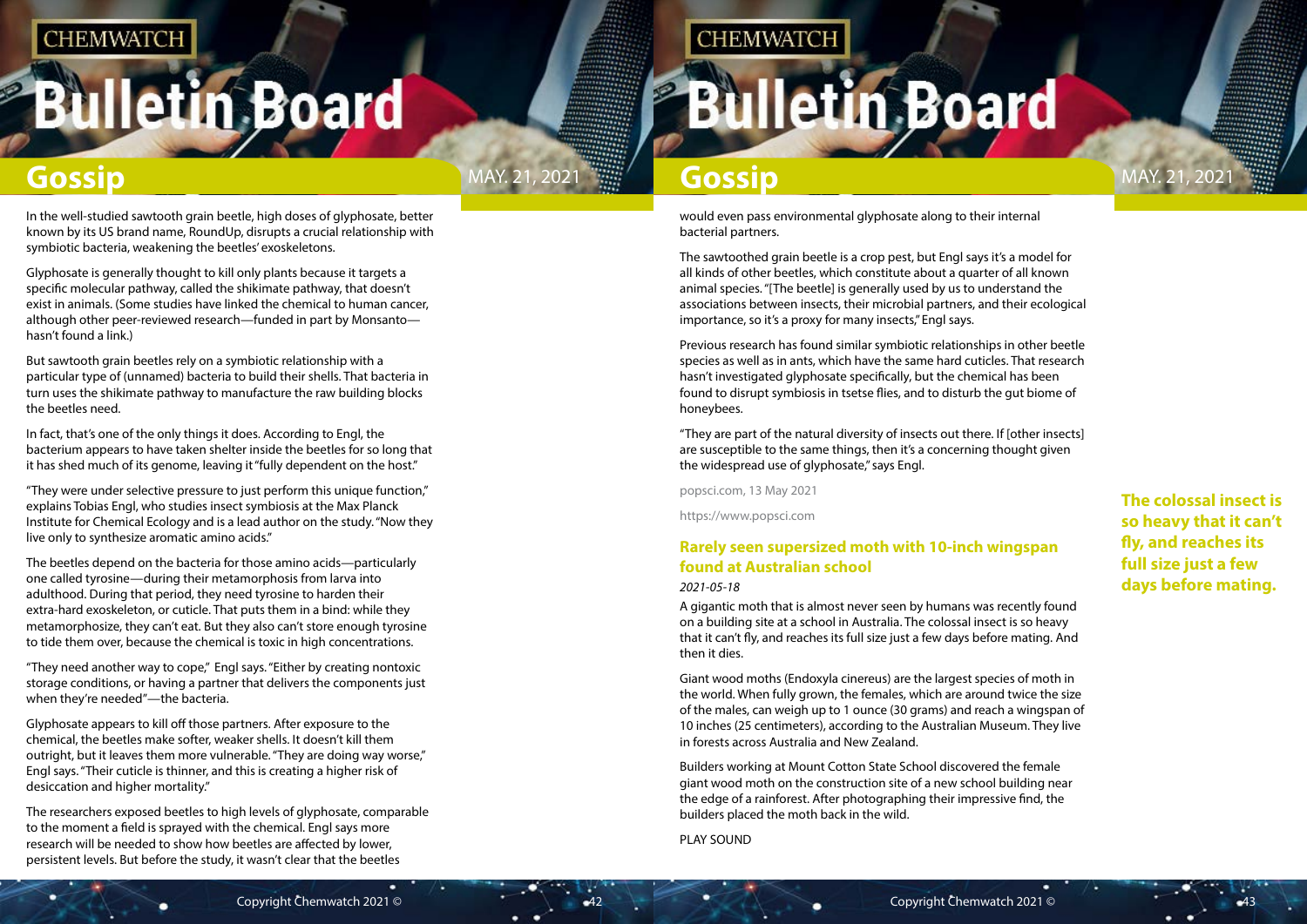In the well-studied sawtooth grain beetle, high doses of glyphosate, better known by its US brand name, RoundUp, disrupts a crucial relationship with symbiotic bacteria, weakening the beetles' exoskeletons.

Glyphosate is generally thought to kill only plants because it targets a specific molecular pathway, called the shikimate pathway, that doesn't exist in animals. (Some studies have linked the chemical to human cancer, although other peer-reviewed research—funded in part by Monsanto—hasn't found a link.)

But sawtooth grain beetles rely on a symbiotic relationship with a particular type of (unnamed) bacteria to build their shells. That bacteria in turn uses the shikimate pathway to manufacture the raw building blocks the beetles need.

In fact, that's one of the only things it does. According to Engl, the bacterium appears to have taken shelter inside the beetles for so long that it has shed much of its genome, leaving it "fully dependent on the host."

"They were under selective pressure to just perform this unique function," explains Tobias Engl, who studies insect symbiosis at the Max Planck Institute for Chemical Ecology and is a lead author on the study. "Now they live only to synthesize aromatic amino acids."

The beetles depend on the bacteria for those amino acids—particularly one called tyrosine—during their metamorphosis from larva into adulthood. During that period, they need tyrosine to harden their extra-hard exoskeleton, or cuticle. That puts them in a bind: while they metamorphosize, they can't eat. But they also can't store enough tyrosine to tide them over, because the chemical is toxic in high concentrations.

"They need another way to cope," Engl says. "Either by creating nontoxic storage conditions, or having a partner that delivers the components just when they're needed"—the bacteria.

Glyphosate appears to kill off those partners. After exposure to the chemical, the beetles make softer, weaker shells. It doesn't kill them outright, but it leaves them more vulnerable. "They are doing way worse," Engl says. "Their cuticle is thinner, and this is creating a higher risk of desiccation and higher mortality."

The researchers exposed beetles to high levels of glyphosate, comparable to the moment a field is sprayed with the chemical. Engl says more research will be needed to show how beetles are affected by lower, persistent levels. But before the study, it wasn't clear that the beetles would even pass environmental glyphosate along to their internal bacterial partners.

The sawtoothed grain beetle is a crop pest, but Engl says it's a model for all kinds of other beetles, which constitute about a quarter of all known animal species. "[The beetle] is generally used by us to understand the associations between insects, their microbial partners, and their ecological importance, so it's a proxy for many insects," Engl says.

Previous research has found similar symbiotic relationships in other beetle species as well as in ants, which have the same hard cuticles. That research hasn't investigated glyphosate specifically, but the chemical has been found to disrupt symbiosis in tsetse flies, and to disturb the gut biome of honeybees.

"They are part of the natural diversity of insects out there. If [other insects] are susceptible to the same things, then it's a concerning thought given the widespread use of glyphosate," says Engl.

popsci.com, 13 May 2021

https://www.popsci.com

## Rarely seen supersized moth with 10-inch wingspan found at Australian school

*2021-05-18*

A gigantic moth that is almost never seen by humans was recently found on a building site at a school in Australia. The colossal insect is so heavy that it can't fly, and reaches its full size just a few days before mating. And then it dies.

Giant wood moths (Endoxyla cinereus) are the largest species of moth in the world. When fully grown, the females, which are around twice the size of the males, can weigh up to 1 ounce (30 grams) and reach a wingspan of 10 inches (25 centimeters), according to the Australian Museum. They live in forests across Australia and New Zealand.

Builders working at Mount Cotton State School discovered the female giant wood moth on the construction site of a new school building near the edge of a rainforest. After photographing their impressive find, the builders placed the moth back in the wild.

PLAY SOUND

**The colossal insect is so heavy that it can't fly, and reaches its full size just a few days before mating.**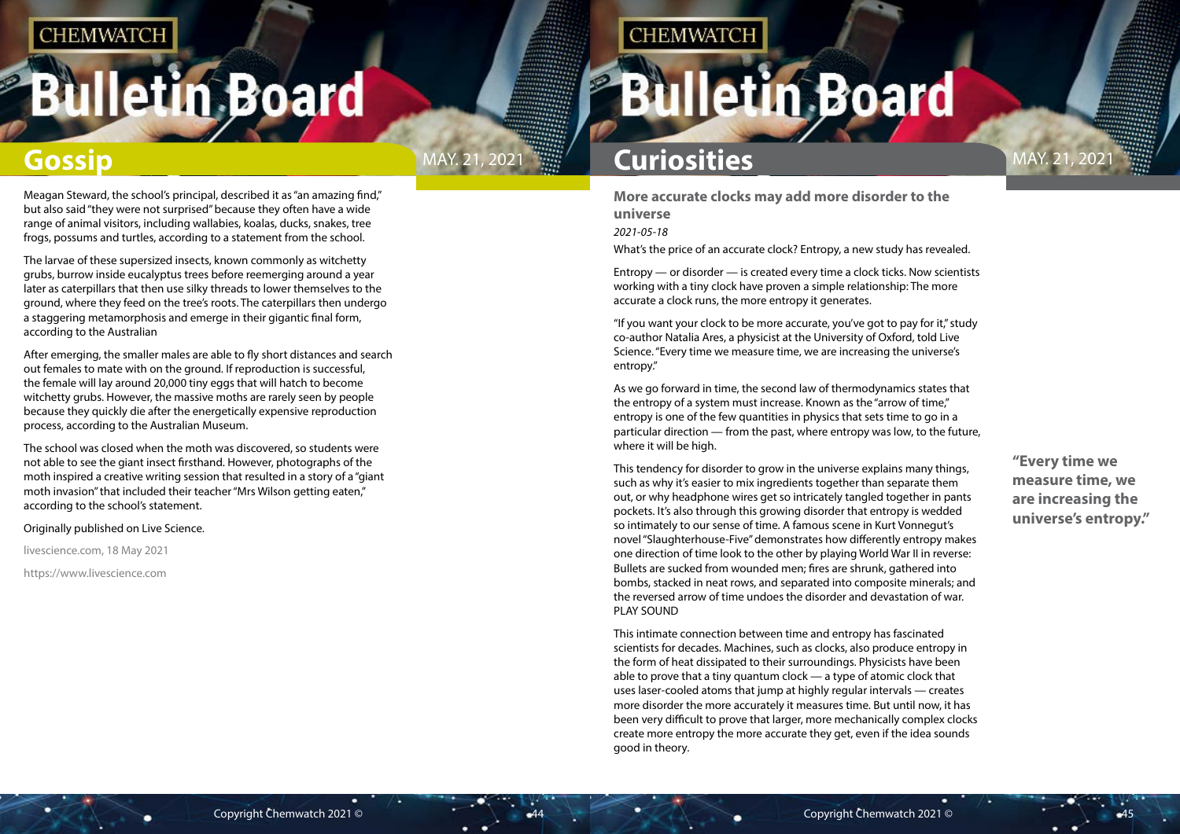## Gossip

Meagan Steward, the school's principal, described it as "an amazing find," but also said "they were not surprised" because they often have a wide range of animal visitors, including wallabies, koalas, ducks, snakes, tree frogs, possums and turtles, according to a statement from the school.

The larvae of these supersized insects, known commonly as witchetty grubs, burrow inside eucalyptus trees before reemerging around a year later as caterpillars that then use silky threads to lower themselves to the ground, where they feed on the tree's roots. The caterpillars then undergo a staggering metamorphosis and emerge in their gigantic final form, according to the Australian

After emerging, the smaller males are able to fly short distances and search out females to mate with on the ground. If reproduction is successful, the female will lay around 20,000 tiny eggs that will hatch to become witchetty grubs. However, the massive moths are rarely seen by people because they quickly die after the energetically expensive reproduction process, according to the Australian Museum.

The school was closed when the moth was discovered, so students were not able to see the giant insect firsthand. However, photographs of the moth inspired a creative writing session that resulted in a story of a "giant moth invasion" that included their teacher "Mrs Wilson getting eaten," according to the school's statement.

Originally published on Live Science.

livescience.com, 18 May 2021

https://www.livescience.com

## Curiosities

### More accurate clocks may add more disorder to the universe

*2021-05-18*

What's the price of an accurate clock? Entropy, a new study has revealed.

Entropy — or disorder — is created every time a clock ticks. Now scientists working with a tiny clock have proven a simple relationship: The more accurate a clock runs, the more entropy it generates.

"If you want your clock to be more accurate, you've got to pay for it," study co-author Natalia Ares, a physicist at the University of Oxford, told Live Science. "Every time we measure time, we are increasing the universe's entropy."

As we go forward in time, the second law of thermodynamics states that the entropy of a system must increase. Known as the "arrow of time," entropy is one of the few quantities in physics that sets time to go in a particular direction — from the past, where entropy was low, to the future, where it will be high.

This tendency for disorder to grow in the universe explains many things, such as why it's easier to mix ingredients together than separate them out, or why headphone wires get so intricately tangled together in pants pockets. It's also through this growing disorder that entropy is wedded so intimately to our sense of time. A famous scene in Kurt Vonnegut's novel "Slaughterhouse-Five" demonstrates how differently entropy makes one direction of time look to the other by playing World War II in reverse: Bullets are sucked from wounded men; fires are shrunk, gathered into bombs, stacked in neat rows, and separated into composite minerals; and the reversed arrow of time undoes the disorder and devastation of war.
PLAY SOUND

This intimate connection between time and entropy has fascinated scientists for decades. Machines, such as clocks, also produce entropy in the form of heat dissipated to their surroundings. Physicists have been able to prove that a tiny quantum clock — a type of atomic clock that uses laser-cooled atoms that jump at highly regular intervals — creates more disorder the more accurately it measures time. But until now, it has been very difficult to prove that larger, more mechanically complex clocks create more entropy the more accurate they get, even if the idea sounds good in theory.

**"Every time we measure time, we are increasing the universe's entropy."**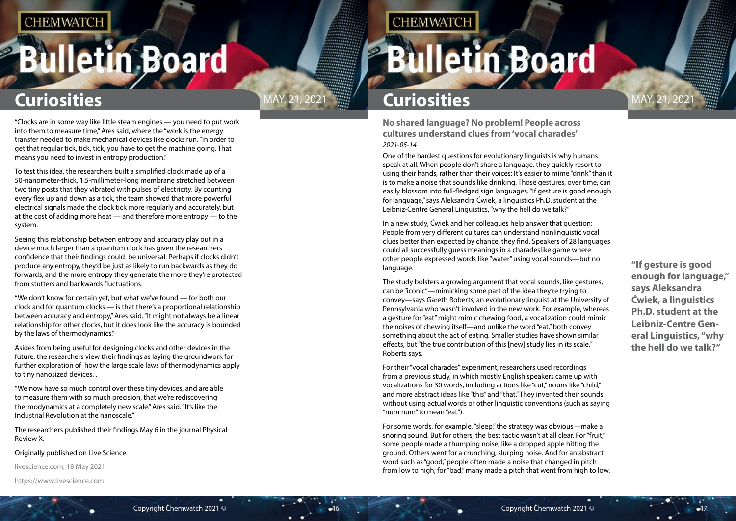"Clocks are in some way like little steam engines — you need to put work into them to measure time," Ares said, where the "work is the energy transfer needed to make mechanical devices like clocks run. "In order to get that regular tick, tick, tick, you have to get the machine going. That means you need to invest in entropy production."

To test this idea, the researchers built a simplified clock made up of a 50-nanometer-thick, 1.5-millimeter-long membrane stretched between two tiny posts that they vibrated with pulses of electricity. By counting every flex up and down as a tick, the team showed that more powerful electrical signals made the clock tick more regularly and accurately, but at the cost of adding more heat — and therefore more entropy — to the system.

Seeing this relationship between entropy and accuracy play out in a device much larger than a quantum clock has given the researchers confidence that their findings could be universal. Perhaps if clocks didn't produce any entropy, they'd be just as likely to run backwards as they do forwards, and the more entropy they generate the more they're protected from stutters and backwards fluctuations.

"We don't know for certain yet, but what we've found — for both our clock and for quantum clocks — is that there's a proportional relationship between accuracy and entropy," Ares said. "It might not always be a linear relationship for other clocks, but it does look like the accuracy is bounded by the laws of thermodynamics."

Asides from being useful for designing clocks and other devices in the future, the researchers view their findings as laying the groundwork for further exploration of how the large scale laws of thermodynamics apply to tiny nanosized devices. .

"We now have so much control over these tiny devices, and are able to measure them with so much precision, that we're rediscovering thermodynamics at a completely new scale." Ares said. "It's like the Industrial Revolution at the nanoscale."

The researchers published their findings May 6 in the journal Physical Review X.

Originally published on Live Science.

livescience.com, 18 May 2021

https://www.livescience.com

## No shared language? No problem! People across cultures understand clues from 'vocal charades'

*2021-05-14*

One of the hardest questions for evolutionary linguists is why humans speak at all. When people don't share a language, they quickly resort to using their hands, rather than their voices: It's easier to mime "drink" than it is to make a noise that sounds like drinking. Those gestures, over time, can easily blossom into full-fledged sign languages. "If gesture is good enough for language," says Aleksandra Ćwiek, a linguistics Ph.D. student at the Leibniz-Centre General Linguistics, "why the hell do we talk?"

In a new study, Ćwiek and her colleagues help answer that question: People from very different cultures can understand nonlinguistic vocal clues better than expected by chance, they find. Speakers of 28 languages could all successfully guess meanings in a charadeslike game where other people expressed words like "water" using vocal sounds—but no language.

The study bolsters a growing argument that vocal sounds, like gestures, can be "iconic"—mimicking some part of the idea they're trying to convey—says Gareth Roberts, an evolutionary linguist at the University of Pennsylvania who wasn't involved in the new work. For example, whereas a gesture for "eat" might mimic chewing food, a vocalization could mimic the noises of chewing itself—and unlike the word "eat," both convey something about the act of eating. Smaller studies have shown similar effects, but "the true contribution of this [new] study lies in its scale," Roberts says.

For their "vocal charades" experiment, researchers used recordings from a previous study, in which mostly English speakers came up with vocalizations for 30 words, including actions like "cut," nouns like "child," and more abstract ideas like "this" and "that." They invented their sounds without using actual words or other linguistic conventions (such as saying "num num" to mean "eat").

For some words, for example, "sleep," the strategy was obvious—make a snoring sound. But for others, the best tactic wasn't at all clear. For "fruit," some people made a thumping noise, like a dropped apple hitting the ground. Others went for a crunching, slurping noise. And for an abstract word such as "good," people often made a noise that changed in pitch from low to high; for "bad," many made a pitch that went from high to low.

**"If gesture is good enough for language," says Aleksandra Ćwiek, a linguistics Ph.D. student at the Leibniz-Centre General Linguistics, "why the hell do we talk?"**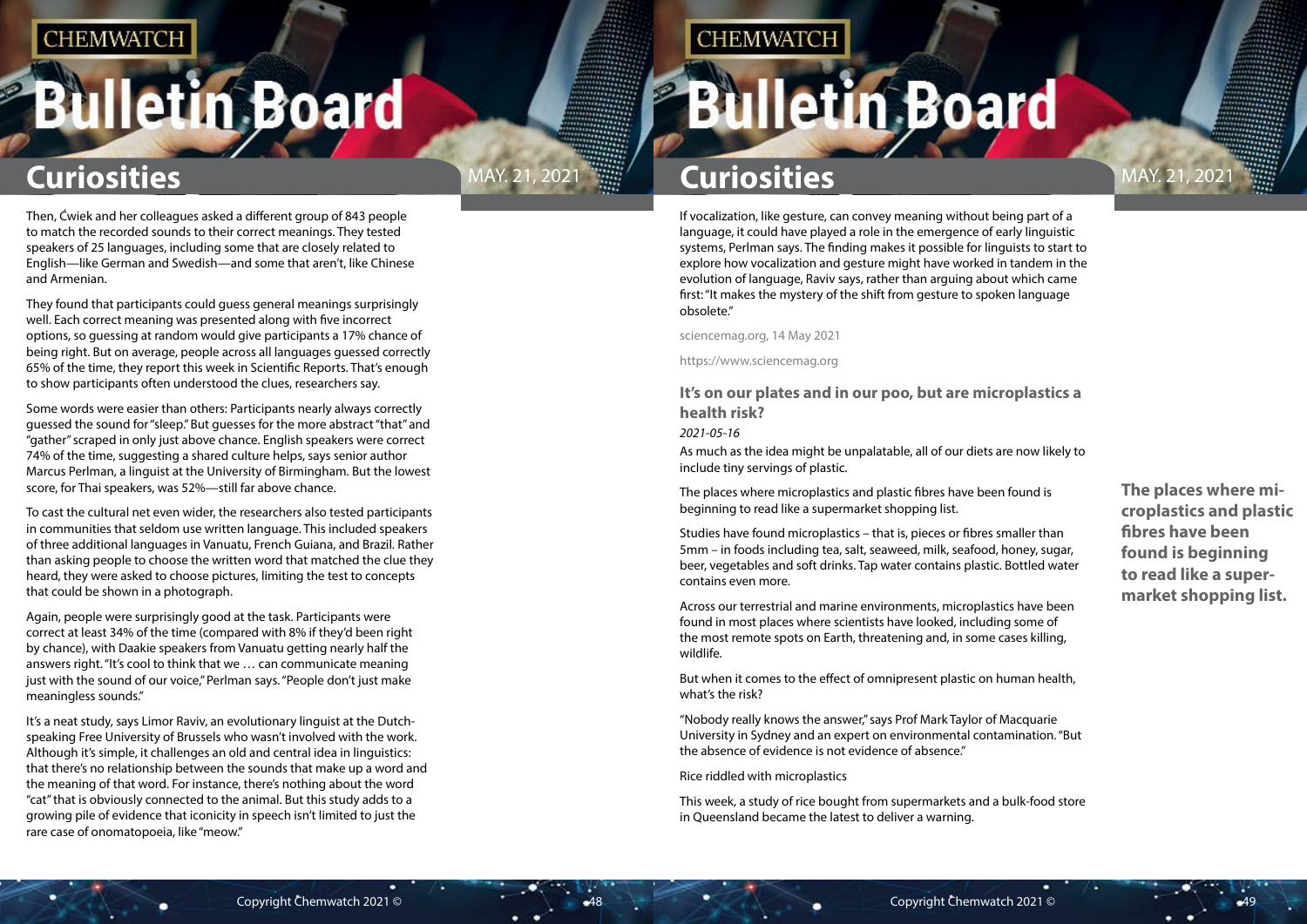Then, Ćwiek and her colleagues asked a different group of 843 people to match the recorded sounds to their correct meanings. They tested speakers of 25 languages, including some that are closely related to English—like German and Swedish—and some that aren't, like Chinese and Armenian.

They found that participants could guess general meanings surprisingly well. Each correct meaning was presented along with five incorrect options, so guessing at random would give participants a 17% chance of being right. But on average, people across all languages guessed correctly 65% of the time, they report this week in Scientific Reports. That's enough to show participants often understood the clues, researchers say.

Some words were easier than others: Participants nearly always correctly guessed the sound for "sleep." But guesses for the more abstract "that" and "gather" scraped in only just above chance. English speakers were correct 74% of the time, suggesting a shared culture helps, says senior author Marcus Perlman, a linguist at the University of Birmingham. But the lowest score, for Thai speakers, was 52%—still far above chance.

To cast the cultural net even wider, the researchers also tested participants in communities that seldom use written language. This included speakers of three additional languages in Vanuatu, French Guiana, and Brazil. Rather than asking people to choose the written word that matched the clue they heard, they were asked to choose pictures, limiting the test to concepts that could be shown in a photograph.

Again, people were surprisingly good at the task. Participants were correct at least 34% of the time (compared with 8% if they'd been right by chance), with Daakie speakers from Vanuatu getting nearly half the answers right. "It's cool to think that we … can communicate meaning just with the sound of our voice," Perlman says. "People don't just make meaningless sounds."

It's a neat study, says Limor Raviv, an evolutionary linguist at the Dutch-speaking Free University of Brussels who wasn't involved with the work. Although it's simple, it challenges an old and central idea in linguistics: that there's no relationship between the sounds that make up a word and the meaning of that word. For instance, there's nothing about the word "cat" that is obviously connected to the animal. But this study adds to a growing pile of evidence that iconicity in speech isn't limited to just the rare case of onomatopoeia, like "meow."

If vocalization, like gesture, can convey meaning without being part of a language, it could have played a role in the emergence of early linguistic systems, Perlman says. The finding makes it possible for linguists to start to explore how vocalization and gesture might have worked in tandem in the evolution of language, Raviv says, rather than arguing about which came first: "It makes the mystery of the shift from gesture to spoken language obsolete."

sciencemag.org, 14 May 2021

https://www.sciencemag.org

## It's on our plates and in our poo, but are microplastics a health risk?

*2021-05-16*

As much as the idea might be unpalatable, all of our diets are now likely to include tiny servings of plastic.

The places where microplastics and plastic fibres have been found is beginning to read like a supermarket shopping list.

Studies have found microplastics – that is, pieces or fibres smaller than 5mm – in foods including tea, salt, seaweed, milk, seafood, honey, sugar, beer, vegetables and soft drinks. Tap water contains plastic. Bottled water contains even more.

Across our terrestrial and marine environments, microplastics have been found in most places where scientists have looked, including some of the most remote spots on Earth, threatening and, in some cases killing, wildlife.

But when it comes to the effect of omnipresent plastic on human health, what's the risk?

"Nobody really knows the answer," says Prof Mark Taylor of Macquarie University in Sydney and an expert on environmental contamination. "But the absence of evidence is not evidence of absence."

Rice riddled with microplastics

This week, a study of rice bought from supermarkets and a bulk-food store in Queensland became the latest to deliver a warning.

**The places where microplastics and plastic fibres have been found is beginning to read like a supermarket shopping list.**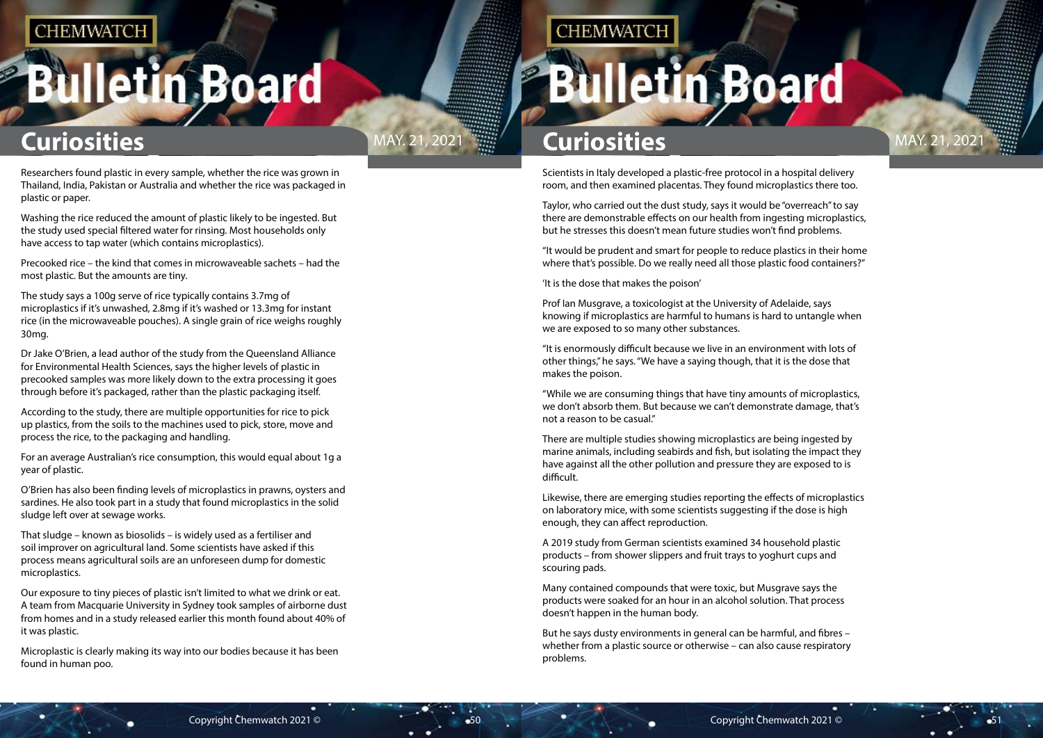Researchers found plastic in every sample, whether the rice was grown in Thailand, India, Pakistan or Australia and whether the rice was packaged in plastic or paper.

Washing the rice reduced the amount of plastic likely to be ingested. But the study used special filtered water for rinsing. Most households only have access to tap water (which contains microplastics).

Precooked rice – the kind that comes in microwaveable sachets – had the most plastic. But the amounts are tiny.

The study says a 100g serve of rice typically contains 3.7mg of microplastics if it's unwashed, 2.8mg if it's washed or 13.3mg for instant rice (in the microwaveable pouches). A single grain of rice weighs roughly 30mg.

Dr Jake O'Brien, a lead author of the study from the Queensland Alliance for Environmental Health Sciences, says the higher levels of plastic in precooked samples was more likely down to the extra processing it goes through before it's packaged, rather than the plastic packaging itself.

According to the study, there are multiple opportunities for rice to pick up plastics, from the soils to the machines used to pick, store, move and process the rice, to the packaging and handling.

For an average Australian's rice consumption, this would equal about 1g a year of plastic.

O'Brien has also been finding levels of microplastics in prawns, oysters and sardines. He also took part in a study that found microplastics in the solid sludge left over at sewage works.

That sludge – known as biosolids – is widely used as a fertiliser and soil improver on agricultural land. Some scientists have asked if this process means agricultural soils are an unforeseen dump for domestic microplastics.

Our exposure to tiny pieces of plastic isn't limited to what we drink or eat. A team from Macquarie University in Sydney took samples of airborne dust from homes and in a study released earlier this month found about 40% of it was plastic.

Microplastic is clearly making its way into our bodies because it has been found in human poo.

Scientists in Italy developed a plastic-free protocol in a hospital delivery room, and then examined placentas. They found microplastics there too.

Taylor, who carried out the dust study, says it would be "overreach" to say there are demonstrable effects on our health from ingesting microplastics, but he stresses this doesn't mean future studies won't find problems.

"It would be prudent and smart for people to reduce plastics in their home where that's possible. Do we really need all those plastic food containers?"

'It is the dose that makes the poison'

Prof Ian Musgrave, a toxicologist at the University of Adelaide, says knowing if microplastics are harmful to humans is hard to untangle when we are exposed to so many other substances.

"It is enormously difficult because we live in an environment with lots of other things," he says. "We have a saying though, that it is the dose that makes the poison.

"While we are consuming things that have tiny amounts of microplastics, we don't absorb them. But because we can't demonstrate damage, that's not a reason to be casual."

There are multiple studies showing microplastics are being ingested by marine animals, including seabirds and fish, but isolating the impact they have against all the other pollution and pressure they are exposed to is difficult.

Likewise, there are emerging studies reporting the effects of microplastics on laboratory mice, with some scientists suggesting if the dose is high enough, they can affect reproduction.

A 2019 study from German scientists examined 34 household plastic products – from shower slippers and fruit trays to yoghurt cups and scouring pads.

Many contained compounds that were toxic, but Musgrave says the products were soaked for an hour in an alcohol solution. That process doesn't happen in the human body.

But he says dusty environments in general can be harmful, and fibres – whether from a plastic source or otherwise – can also cause respiratory problems.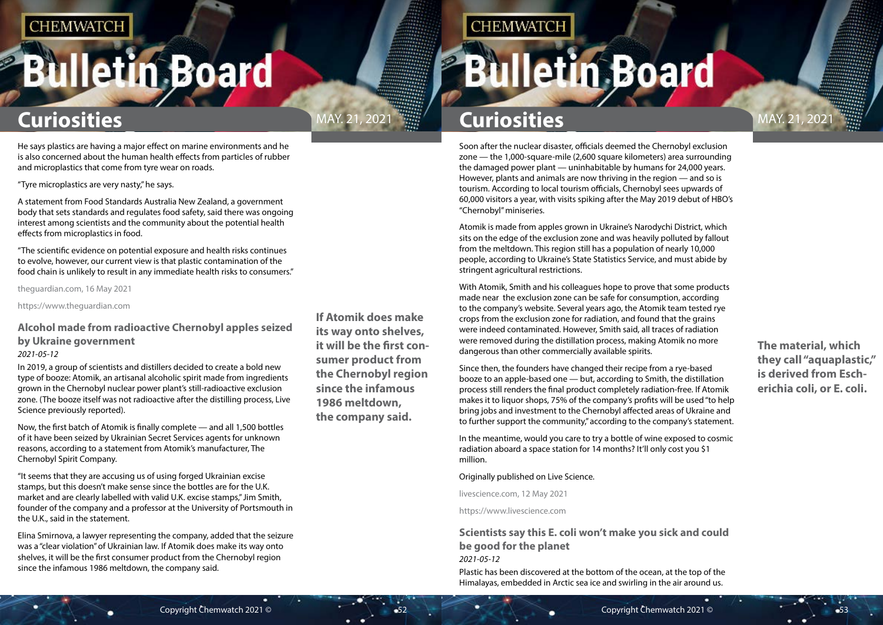He says plastics are having a major effect on marine environments and he is also concerned about the human health effects from particles of rubber and microplastics that come from tyre wear on roads.

"Tyre microplastics are very nasty," he says.

A statement from Food Standards Australia New Zealand, a government body that sets standards and regulates food safety, said there was ongoing interest among scientists and the community about the potential health effects from microplastics in food.

"The scientific evidence on potential exposure and health risks continues to evolve, however, our current view is that plastic contamination of the food chain is unlikely to result in any immediate health risks to consumers."

theguardian.com, 16 May 2021

https://www.theguardian.com

## Alcohol made from radioactive Chernobyl apples seized by Ukraine government

*2021-05-12*

In 2019, a group of scientists and distillers decided to create a bold new type of booze: Atomik, an artisanal alcoholic spirit made from ingredients grown in the Chernobyl nuclear power plant's still-radioactive exclusion zone. (The booze itself was not radioactive after the distilling process, Live Science previously reported).

Now, the first batch of Atomik is finally complete — and all 1,500 bottles of it have been seized by Ukrainian Secret Services agents for unknown reasons, according to a statement from Atomik's manufacturer, The Chernobyl Spirit Company.

"It seems that they are accusing us of using forged Ukrainian excise stamps, but this doesn't make sense since the bottles are for the U.K. market and are clearly labelled with valid U.K. excise stamps," Jim Smith, founder of the company and a professor at the University of Portsmouth in the U.K., said in the statement.

Elina Smirnova, a lawyer representing the company, added that the seizure was a "clear violation" of Ukrainian law. If Atomik does make its way onto shelves, it will be the first consumer product from the Chernobyl region since the infamous 1986 meltdown, the company said.

**If Atomik does make its way onto shelves, it will be the first consumer product from the Chernobyl region since the infamous 1986 meltdown, the company said.**

Soon after the nuclear disaster, officials deemed the Chernobyl exclusion zone — the 1,000-square-mile (2,600 square kilometers) area surrounding the damaged power plant — uninhabitable by humans for 24,000 years. However, plants and animals are now thriving in the region — and so is tourism. According to local tourism officials, Chernobyl sees upwards of 60,000 visitors a year, with visits spiking after the May 2019 debut of HBO's "Chernobyl" miniseries.

Atomik is made from apples grown in Ukraine's Narodychi District, which sits on the edge of the exclusion zone and was heavily polluted by fallout from the meltdown. This region still has a population of nearly 10,000 people, according to Ukraine's State Statistics Service, and must abide by stringent agricultural restrictions.

With Atomik, Smith and his colleagues hope to prove that some products made near the exclusion zone can be safe for consumption, according to the company's website. Several years ago, the Atomik team tested rye crops from the exclusion zone for radiation, and found that the grains were indeed contaminated. However, Smith said, all traces of radiation were removed during the distillation process, making Atomik no more dangerous than other commercially available spirits.

Since then, the founders have changed their recipe from a rye-based booze to an apple-based one — but, according to Smith, the distillation process still renders the final product completely radiation-free. If Atomik makes it to liquor shops, 75% of the company's profits will be used "to help bring jobs and investment to the Chernobyl affected areas of Ukraine and to further support the community," according to the company's statement.

In the meantime, would you care to try a bottle of wine exposed to cosmic radiation aboard a space station for 14 months? It'll only cost you $1 million.

Originally published on Live Science.

livescience.com, 12 May 2021

https://www.livescience.com

## Scientists say this E. coli won't make you sick and could be good for the planet

*2021-05-12*

Plastic has been discovered at the bottom of the ocean, at the top of the Himalayas, embedded in Arctic sea ice and swirling in the air around us.

**The material, which they call "aquaplastic," is derived from Escherichia coli, or E. coli.**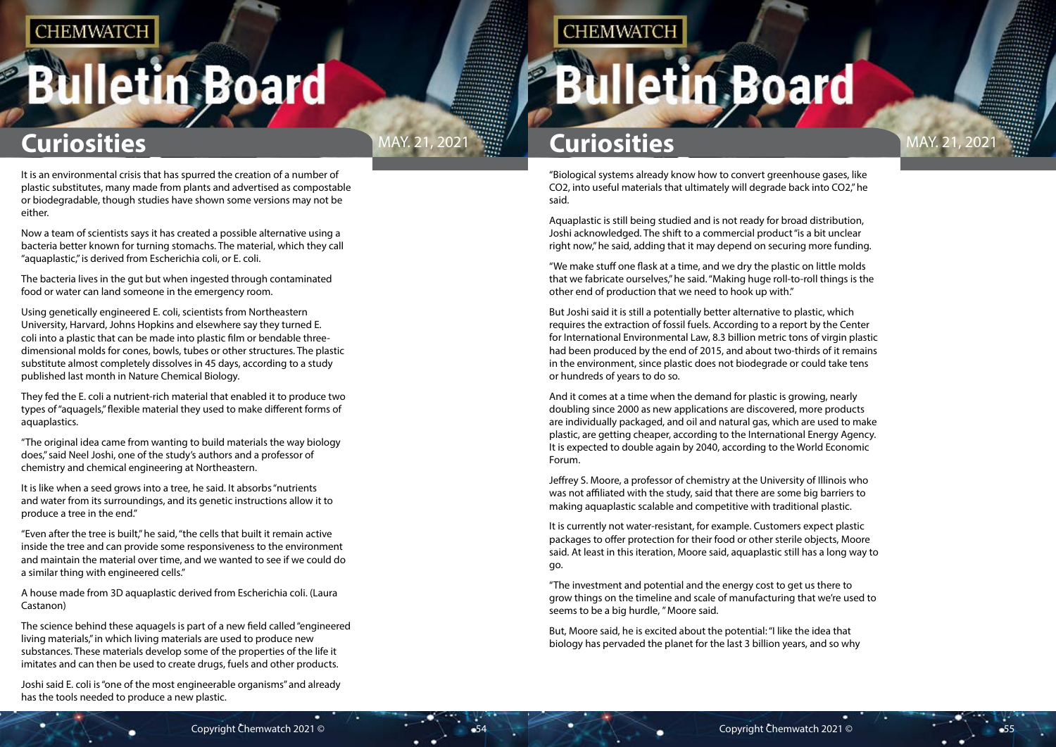It is an environmental crisis that has spurred the creation of a number of plastic substitutes, many made from plants and advertised as compostable or biodegradable, though studies have shown some versions may not be either.

Now a team of scientists says it has created a possible alternative using a bacteria better known for turning stomachs. The material, which they call "aquaplastic," is derived from Escherichia coli, or E. coli.

The bacteria lives in the gut but when ingested through contaminated food or water can land someone in the emergency room.

Using genetically engineered E. coli, scientists from Northeastern University, Harvard, Johns Hopkins and elsewhere say they turned E. coli into a plastic that can be made into plastic film or bendable three-dimensional molds for cones, bowls, tubes or other structures. The plastic substitute almost completely dissolves in 45 days, according to a study published last month in Nature Chemical Biology.

They fed the E. coli a nutrient-rich material that enabled it to produce two types of "aquagels," flexible material they used to make different forms of aquaplastics.

"The original idea came from wanting to build materials the way biology does," said Neel Joshi, one of the study's authors and a professor of chemistry and chemical engineering at Northeastern.

It is like when a seed grows into a tree, he said. It absorbs "nutrients and water from its surroundings, and its genetic instructions allow it to produce a tree in the end."

"Even after the tree is built," he said, "the cells that built it remain active inside the tree and can provide some responsiveness to the environment and maintain the material over time, and we wanted to see if we could do a similar thing with engineered cells."

A house made from 3D aquaplastic derived from Escherichia coli. (Laura Castanon)

The science behind these aquagels is part of a new field called "engineered living materials," in which living materials are used to produce new substances. These materials develop some of the properties of the life it imitates and can then be used to create drugs, fuels and other products.

Joshi said E. coli is "one of the most engineerable organisms" and already has the tools needed to produce a new plastic.

"Biological systems already know how to convert greenhouse gases, like CO2, into useful materials that ultimately will degrade back into CO2," he said.

Aquaplastic is still being studied and is not ready for broad distribution, Joshi acknowledged. The shift to a commercial product "is a bit unclear right now," he said, adding that it may depend on securing more funding.

"We make stuff one flask at a time, and we dry the plastic on little molds that we fabricate ourselves," he said. "Making huge roll-to-roll things is the other end of production that we need to hook up with."

But Joshi said it is still a potentially better alternative to plastic, which requires the extraction of fossil fuels. According to a report by the Center for International Environmental Law, 8.3 billion metric tons of virgin plastic had been produced by the end of 2015, and about two-thirds of it remains in the environment, since plastic does not biodegrade or could take tens or hundreds of years to do so.

And it comes at a time when the demand for plastic is growing, nearly doubling since 2000 as new applications are discovered, more products are individually packaged, and oil and natural gas, which are used to make plastic, are getting cheaper, according to the International Energy Agency. It is expected to double again by 2040, according to the World Economic Forum.

Jeffrey S. Moore, a professor of chemistry at the University of Illinois who was not affiliated with the study, said that there are some big barriers to making aquaplastic scalable and competitive with traditional plastic.

It is currently not water-resistant, for example. Customers expect plastic packages to offer protection for their food or other sterile objects, Moore said. At least in this iteration, Moore said, aquaplastic still has a long way to go.

"The investment and potential and the energy cost to get us there to grow things on the timeline and scale of manufacturing that we're used to seems to be a big hurdle, " Moore said.

But, Moore said, he is excited about the potential: "I like the idea that biology has pervaded the planet for the last 3 billion years, and so why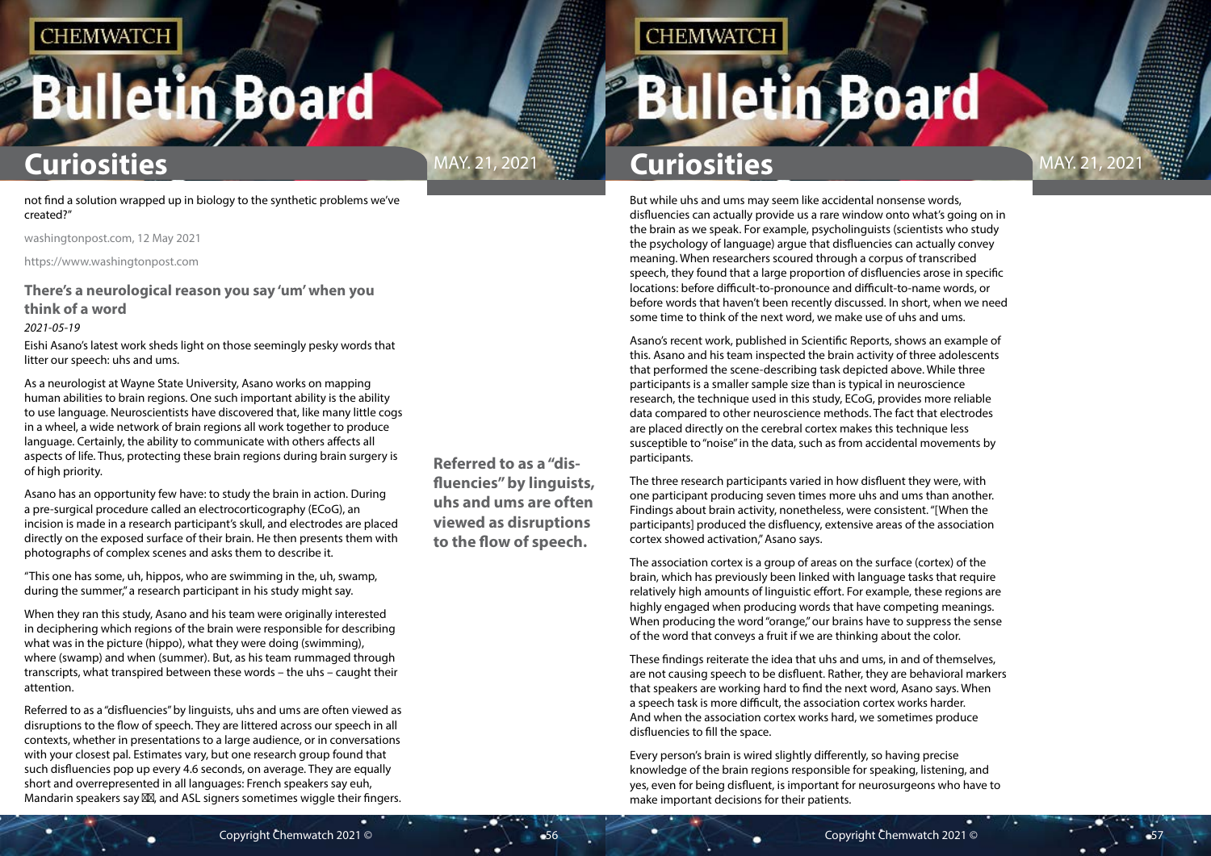not find a solution wrapped up in biology to the synthetic problems we've created?"

washingtonpost.com, 12 May 2021

https://www.washingtonpost.com

### There's a neurological reason you say 'um' when you think of a word

*2021-05-19*

Eishi Asano's latest work sheds light on those seemingly pesky words that litter our speech: uhs and ums.

As a neurologist at Wayne State University, Asano works on mapping human abilities to brain regions. One such important ability is the ability to use language. Neuroscientists have discovered that, like many little cogs in a wheel, a wide network of brain regions all work together to produce language. Certainly, the ability to communicate with others affects all aspects of life. Thus, protecting these brain regions during brain surgery is of high priority.

Asano has an opportunity few have: to study the brain in action. During a pre-surgical procedure called an electrocorticography (ECoG), an incision is made in a research participant's skull, and electrodes are placed directly on the exposed surface of their brain. He then presents them with photographs of complex scenes and asks them to describe it.

"This one has some, uh, hippos, who are swimming in the, uh, swamp, during the summer," a research participant in his study might say.

When they ran this study, Asano and his team were originally interested in deciphering which regions of the brain were responsible for describing what was in the picture (hippo), what they were doing (swimming), where (swamp) and when (summer). But, as his team rummaged through transcripts, what transpired between these words – the uhs – caught their attention.

Referred to as a "disfluencies" by linguists, uhs and ums are often viewed as disruptions to the flow of speech. They are littered across our speech in all contexts, whether in presentations to a large audience, or in conversations with your closest pal. Estimates vary, but one research group found that such disfluencies pop up every 4.6 seconds, on average. They are equally short and overrepresented in all languages: French speakers say euh, Mandarin speakers say 嗯嗯, and ASL signers sometimes wiggle their fingers.

**Referred to as a "dis-fluencies" by linguists, uhs and ums are often viewed as disruptions to the flow of speech.**

But while uhs and ums may seem like accidental nonsense words, disfluencies can actually provide us a rare window onto what's going on in the brain as we speak. For example, psycholinguists (scientists who study the psychology of language) argue that disfluencies can actually convey meaning. When researchers scoured through a corpus of transcribed speech, they found that a large proportion of disfluencies arose in specific locations: before difficult-to-pronounce and difficult-to-name words, or before words that haven't been recently discussed. In short, when we need some time to think of the next word, we make use of uhs and ums.

Asano's recent work, published in Scientific Reports, shows an example of this. Asano and his team inspected the brain activity of three adolescents that performed the scene-describing task depicted above. While three participants is a smaller sample size than is typical in neuroscience research, the technique used in this study, ECoG, provides more reliable data compared to other neuroscience methods. The fact that electrodes are placed directly on the cerebral cortex makes this technique less susceptible to "noise" in the data, such as from accidental movements by participants.

The three research participants varied in how disfluent they were, with one participant producing seven times more uhs and ums than another. Findings about brain activity, nonetheless, were consistent. "[When the participants] produced the disfluency, extensive areas of the association cortex showed activation," Asano says.

The association cortex is a group of areas on the surface (cortex) of the brain, which has previously been linked with language tasks that require relatively high amounts of linguistic effort. For example, these regions are highly engaged when producing words that have competing meanings. When producing the word "orange," our brains have to suppress the sense of the word that conveys a fruit if we are thinking about the color.

These findings reiterate the idea that uhs and ums, in and of themselves, are not causing speech to be disfluent. Rather, they are behavioral markers that speakers are working hard to find the next word, Asano says. When a speech task is more difficult, the association cortex works harder. And when the association cortex works hard, we sometimes produce disfluencies to fill the space.

Every person's brain is wired slightly differently, so having precise knowledge of the brain regions responsible for speaking, listening, and yes, even for being disfluent, is important for neurosurgeons who have to make important decisions for their patients.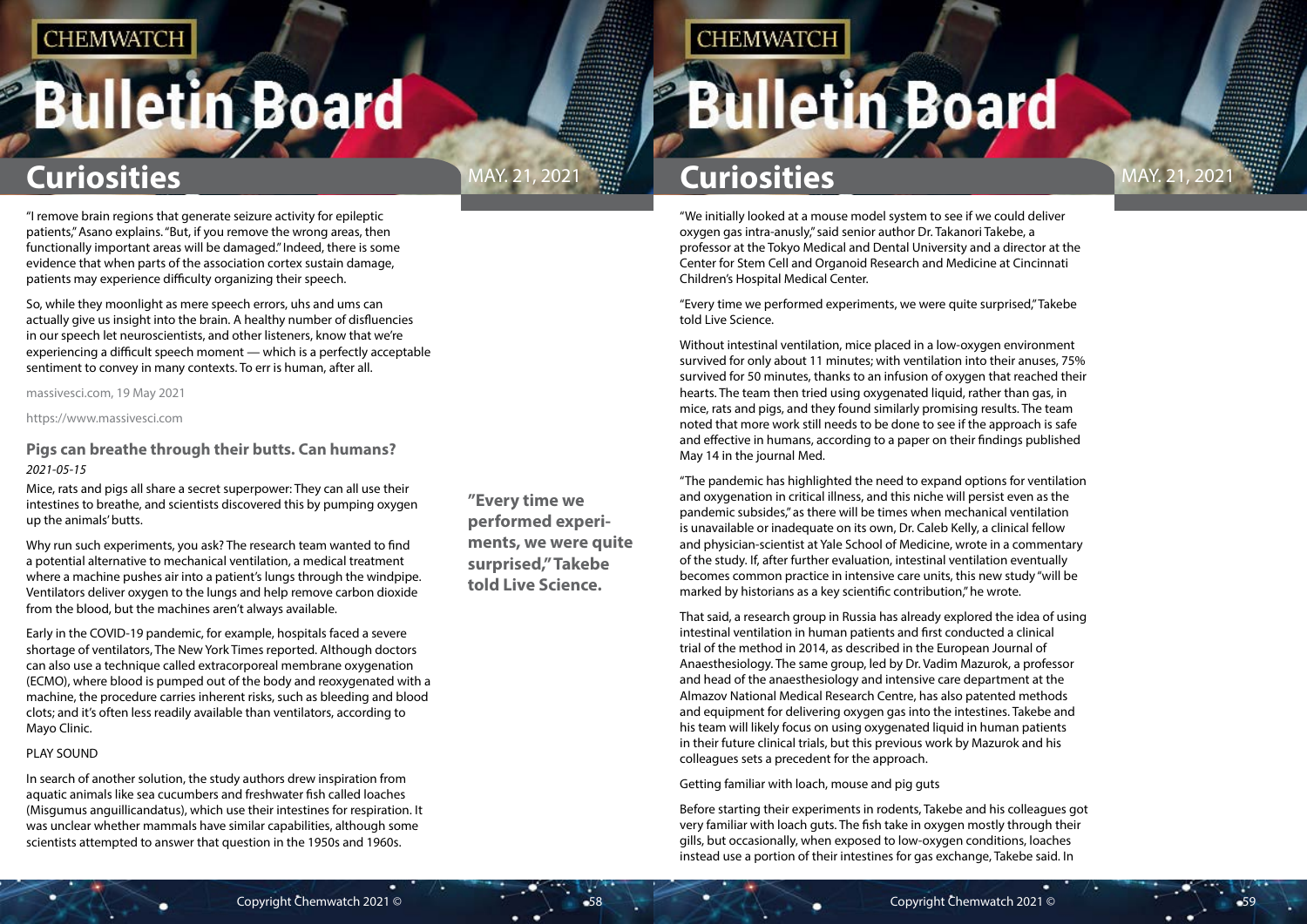"I remove brain regions that generate seizure activity for epileptic patients," Asano explains. "But, if you remove the wrong areas, then functionally important areas will be damaged." Indeed, there is some evidence that when parts of the association cortex sustain damage, patients may experience difficulty organizing their speech.

So, while they moonlight as mere speech errors, uhs and ums can actually give us insight into the brain. A healthy number of disfluencies in our speech let neuroscientists, and other listeners, know that we're experiencing a difficult speech moment — which is a perfectly acceptable sentiment to convey in many contexts. To err is human, after all.

massivesci.com, 19 May 2021

https://www.massivesci.com

### Pigs can breathe through their butts. Can humans?

*2021-05-15*

Mice, rats and pigs all share a secret superpower: They can all use their intestines to breathe, and scientists discovered this by pumping oxygen up the animals' butts.

Why run such experiments, you ask? The research team wanted to find a potential alternative to mechanical ventilation, a medical treatment where a machine pushes air into a patient's lungs through the windpipe. Ventilators deliver oxygen to the lungs and help remove carbon dioxide from the blood, but the machines aren't always available.

Early in the COVID-19 pandemic, for example, hospitals faced a severe shortage of ventilators, The New York Times reported. Although doctors can also use a technique called extracorporeal membrane oxygenation (ECMO), where blood is pumped out of the body and reoxygenated with a machine, the procedure carries inherent risks, such as bleeding and blood clots; and it's often less readily available than ventilators, according to Mayo Clinic.

PLAY SOUND

In search of another solution, the study authors drew inspiration from aquatic animals like sea cucumbers and freshwater fish called loaches (Misgumus anguillicandatus), which use their intestines for respiration. It was unclear whether mammals have similar capabilities, although some scientists attempted to answer that question in the 1950s and 1960s.

**"Every time we performed experiments, we were quite surprised," Takebe told Live Science.**

"We initially looked at a mouse model system to see if we could deliver oxygen gas intra-anusly," said senior author Dr. Takanori Takebe, a professor at the Tokyo Medical and Dental University and a director at the Center for Stem Cell and Organoid Research and Medicine at Cincinnati Children's Hospital Medical Center.

"Every time we performed experiments, we were quite surprised," Takebe told Live Science.

Without intestinal ventilation, mice placed in a low-oxygen environment survived for only about 11 minutes; with ventilation into their anuses, 75% survived for 50 minutes, thanks to an infusion of oxygen that reached their hearts. The team then tried using oxygenated liquid, rather than gas, in mice, rats and pigs, and they found similarly promising results. The team noted that more work still needs to be done to see if the approach is safe and effective in humans, according to a paper on their findings published May 14 in the journal Med.

"The pandemic has highlighted the need to expand options for ventilation and oxygenation in critical illness, and this niche will persist even as the pandemic subsides," as there will be times when mechanical ventilation is unavailable or inadequate on its own, Dr. Caleb Kelly, a clinical fellow and physician-scientist at Yale School of Medicine, wrote in a commentary of the study. If, after further evaluation, intestinal ventilation eventually becomes common practice in intensive care units, this new study "will be marked by historians as a key scientific contribution," he wrote.

That said, a research group in Russia has already explored the idea of using intestinal ventilation in human patients and first conducted a clinical trial of the method in 2014, as described in the European Journal of Anaesthesiology. The same group, led by Dr. Vadim Mazurok, a professor and head of the anaesthesiology and intensive care department at the Almazov National Medical Research Centre, has also patented methods and equipment for delivering oxygen gas into the intestines. Takebe and his team will likely focus on using oxygenated liquid in human patients in their future clinical trials, but this previous work by Mazurok and his colleagues sets a precedent for the approach.

Getting familiar with loach, mouse and pig guts

Before starting their experiments in rodents, Takebe and his colleagues got very familiar with loach guts. The fish take in oxygen mostly through their gills, but occasionally, when exposed to low-oxygen conditions, loaches instead use a portion of their intestines for gas exchange, Takebe said. In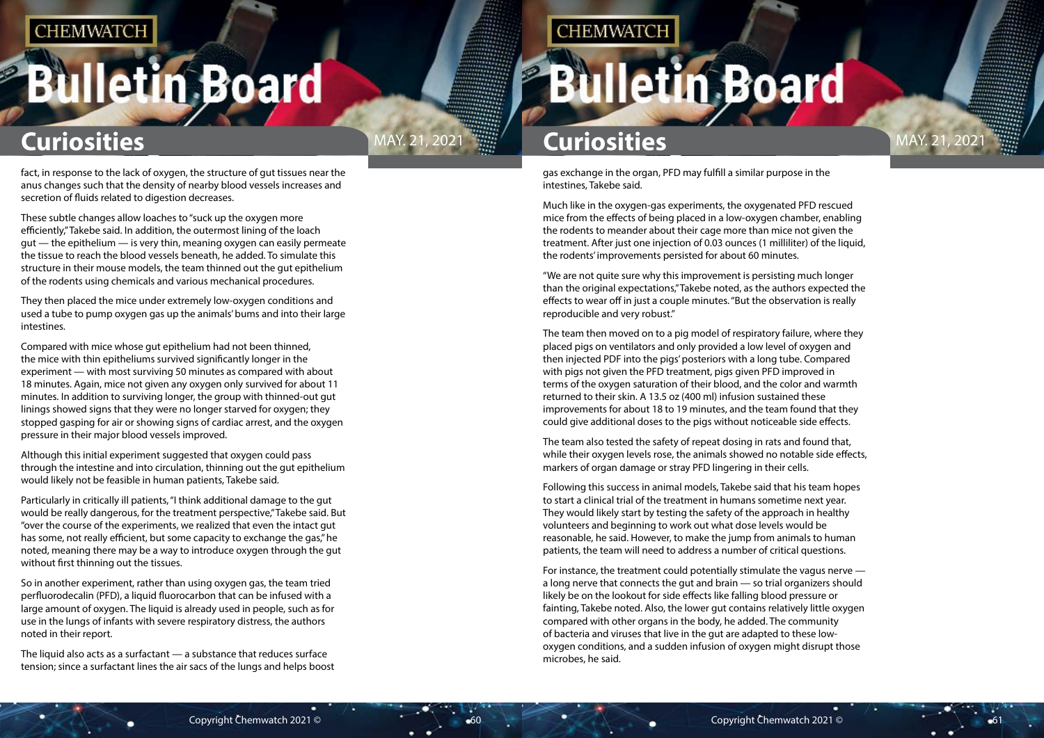fact, in response to the lack of oxygen, the structure of gut tissues near the anus changes such that the density of nearby blood vessels increases and secretion of fluids related to digestion decreases.

These subtle changes allow loaches to "suck up the oxygen more efficiently," Takebe said. In addition, the outermost lining of the loach gut — the epithelium — is very thin, meaning oxygen can easily permeate the tissue to reach the blood vessels beneath, he added. To simulate this structure in their mouse models, the team thinned out the gut epithelium of the rodents using chemicals and various mechanical procedures.

They then placed the mice under extremely low-oxygen conditions and used a tube to pump oxygen gas up the animals' bums and into their large intestines.

Compared with mice whose gut epithelium had not been thinned, the mice with thin epitheliums survived significantly longer in the experiment — with most surviving 50 minutes as compared with about 18 minutes. Again, mice not given any oxygen only survived for about 11 minutes. In addition to surviving longer, the group with thinned-out gut linings showed signs that they were no longer starved for oxygen; they stopped gasping for air or showing signs of cardiac arrest, and the oxygen pressure in their major blood vessels improved.

Although this initial experiment suggested that oxygen could pass through the intestine and into circulation, thinning out the gut epithelium would likely not be feasible in human patients, Takebe said.

Particularly in critically ill patients, "I think additional damage to the gut would be really dangerous, for the treatment perspective," Takebe said. But "over the course of the experiments, we realized that even the intact gut has some, not really efficient, but some capacity to exchange the gas," he noted, meaning there may be a way to introduce oxygen through the gut without first thinning out the tissues.

So in another experiment, rather than using oxygen gas, the team tried perfluorodecalin (PFD), a liquid fluorocarbon that can be infused with a large amount of oxygen. The liquid is already used in people, such as for use in the lungs of infants with severe respiratory distress, the authors noted in their report.

The liquid also acts as a surfactant — a substance that reduces surface tension; since a surfactant lines the air sacs of the lungs and helps boost gas exchange in the organ, PFD may fulfill a similar purpose in the intestines, Takebe said.

Much like in the oxygen-gas experiments, the oxygenated PFD rescued mice from the effects of being placed in a low-oxygen chamber, enabling the rodents to meander about their cage more than mice not given the treatment. After just one injection of 0.03 ounces (1 milliliter) of the liquid, the rodents' improvements persisted for about 60 minutes.

"We are not quite sure why this improvement is persisting much longer than the original expectations," Takebe noted, as the authors expected the effects to wear off in just a couple minutes. "But the observation is really reproducible and very robust."

The team then moved on to a pig model of respiratory failure, where they placed pigs on ventilators and only provided a low level of oxygen and then injected PDF into the pigs' posteriors with a long tube. Compared with pigs not given the PFD treatment, pigs given PFD improved in terms of the oxygen saturation of their blood, and the color and warmth returned to their skin. A 13.5 oz (400 ml) infusion sustained these improvements for about 18 to 19 minutes, and the team found that they could give additional doses to the pigs without noticeable side effects.

The team also tested the safety of repeat dosing in rats and found that, while their oxygen levels rose, the animals showed no notable side effects, markers of organ damage or stray PFD lingering in their cells.

Following this success in animal models, Takebe said that his team hopes to start a clinical trial of the treatment in humans sometime next year. They would likely start by testing the safety of the approach in healthy volunteers and beginning to work out what dose levels would be reasonable, he said. However, to make the jump from animals to human patients, the team will need to address a number of critical questions.

For instance, the treatment could potentially stimulate the vagus nerve — a long nerve that connects the gut and brain — so trial organizers should likely be on the lookout for side effects like falling blood pressure or fainting, Takebe noted. Also, the lower gut contains relatively little oxygen compared with other organs in the body, he added. The community of bacteria and viruses that live in the gut are adapted to these low-oxygen conditions, and a sudden infusion of oxygen might disrupt those microbes, he said.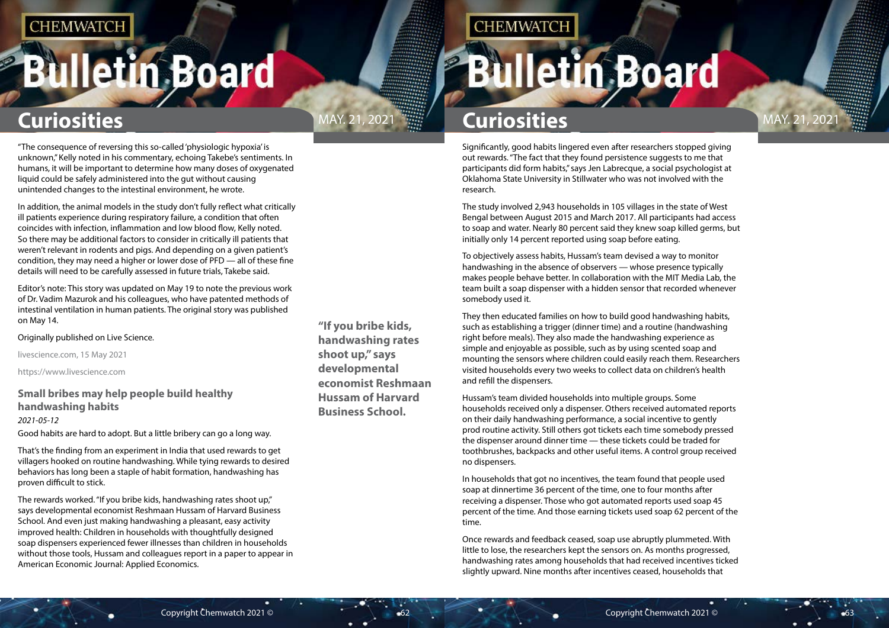"The consequence of reversing this so-called 'physiologic hypoxia' is unknown," Kelly noted in his commentary, echoing Takebe's sentiments. In humans, it will be important to determine how many doses of oxygenated liquid could be safely administered into the gut without causing unintended changes to the intestinal environment, he wrote.

In addition, the animal models in the study don't fully reflect what critically ill patients experience during respiratory failure, a condition that often coincides with infection, inflammation and low blood flow, Kelly noted. So there may be additional factors to consider in critically ill patients that weren't relevant in rodents and pigs. And depending on a given patient's condition, they may need a higher or lower dose of PFD — all of these fine details will need to be carefully assessed in future trials, Takebe said.

Editor's note: This story was updated on May 19 to note the previous work of Dr. Vadim Mazurok and his colleagues, who have patented methods of intestinal ventilation in human patients. The original story was published on May 14.

Originally published on Live Science.

livescience.com, 15 May 2021

https://www.livescience.com

## Small bribes may help people build healthy handwashing habits

*2021-05-12*

Good habits are hard to adopt. But a little bribery can go a long way.

That's the finding from an experiment in India that used rewards to get villagers hooked on routine handwashing. While tying rewards to desired behaviors has long been a staple of habit formation, handwashing has proven difficult to stick.

The rewards worked. "If you bribe kids, handwashing rates shoot up," says developmental economist Reshmaan Hussam of Harvard Business School. And even just making handwashing a pleasant, easy activity improved health: Children in households with thoughtfully designed soap dispensers experienced fewer illnesses than children in households without those tools, Hussam and colleagues report in a paper to appear in American Economic Journal: Applied Economics.

**"If you bribe kids, handwashing rates shoot up," says developmental economist Reshmaan Hussam of Harvard Business School.**

Significantly, good habits lingered even after researchers stopped giving out rewards. "The fact that they found persistence suggests to me that participants did form habits," says Jen Labrecque, a social psychologist at Oklahoma State University in Stillwater who was not involved with the research.

The study involved 2,943 households in 105 villages in the state of West Bengal between August 2015 and March 2017. All participants had access to soap and water. Nearly 80 percent said they knew soap killed germs, but initially only 14 percent reported using soap before eating.

To objectively assess habits, Hussam's team devised a way to monitor handwashing in the absence of observers — whose presence typically makes people behave better. In collaboration with the MIT Media Lab, the team built a soap dispenser with a hidden sensor that recorded whenever somebody used it.

They then educated families on how to build good handwashing habits, such as establishing a trigger (dinner time) and a routine (handwashing right before meals). They also made the handwashing experience as simple and enjoyable as possible, such as by using scented soap and mounting the sensors where children could easily reach them. Researchers visited households every two weeks to collect data on children's health and refill the dispensers.

Hussam's team divided households into multiple groups. Some households received only a dispenser. Others received automated reports on their daily handwashing performance, a social incentive to gently prod routine activity. Still others got tickets each time somebody pressed the dispenser around dinner time — these tickets could be traded for toothbrushes, backpacks and other useful items. A control group received no dispensers.

In households that got no incentives, the team found that people used soap at dinnertime 36 percent of the time, one to four months after receiving a dispenser. Those who got automated reports used soap 45 percent of the time. And those earning tickets used soap 62 percent of the time.

Once rewards and feedback ceased, soap use abruptly plummeted. With little to lose, the researchers kept the sensors on. As months progressed, handwashing rates among households that had received incentives ticked slightly upward. Nine months after incentives ceased, households that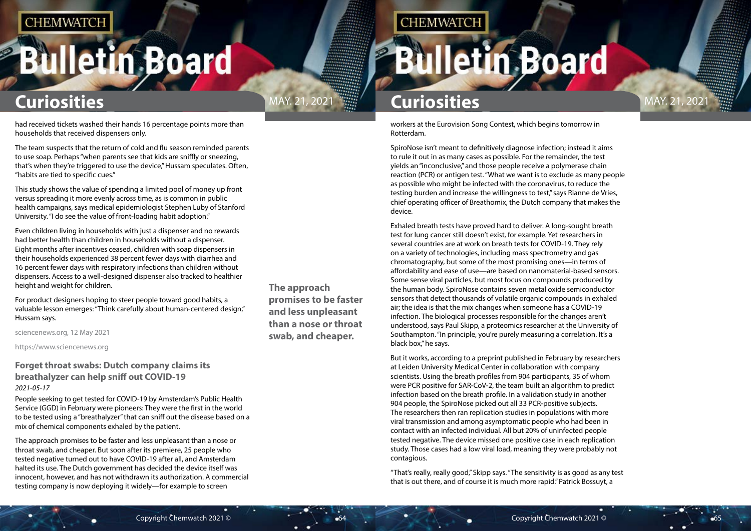had received tickets washed their hands 16 percentage points more than households that received dispensers only.

The team suspects that the return of cold and flu season reminded parents to use soap. Perhaps "when parents see that kids are sniffly or sneezing, that's when they're triggered to use the device," Hussam speculates. Often, "habits are tied to specific cues."

This study shows the value of spending a limited pool of money up front versus spreading it more evenly across time, as is common in public health campaigns, says medical epidemiologist Stephen Luby of Stanford University. "I do see the value of front-loading habit adoption."

Even children living in households with just a dispenser and no rewards had better health than children in households without a dispenser. Eight months after incentives ceased, children with soap dispensers in their households experienced 38 percent fewer days with diarrhea and 16 percent fewer days with respiratory infections than children without dispensers. Access to a well-designed dispenser also tracked to healthier height and weight for children.

For product designers hoping to steer people toward good habits, a valuable lesson emerges: "Think carefully about human-centered design," Hussam says.

sciencenews.org, 12 May 2021

https://www.sciencenews.org

## Forget throat swabs: Dutch company claims its breathalyzer can help sniff out COVID-19

*2021-05-17*

People seeking to get tested for COVID-19 by Amsterdam's Public Health Service (GGD) in February were pioneers: They were the first in the world to be tested using a "breathalyzer" that can sniff out the disease based on a mix of chemical components exhaled by the patient.

The approach promises to be faster and less unpleasant than a nose or throat swab, and cheaper. But soon after its premiere, 25 people who tested negative turned out to have COVID-19 after all, and Amsterdam halted its use. The Dutch government has decided the device itself was innocent, however, and has not withdrawn its authorization. A commercial testing company is now deploying it widely—for example to screen workers at the Eurovision Song Contest, which begins tomorrow in Rotterdam.

**The approach promises to be faster and less unpleasant than a nose or throat swab, and cheaper.**

SpiroNose isn't meant to definitively diagnose infection; instead it aims to rule it out in as many cases as possible. For the remainder, the test yields an "inconclusive," and those people receive a polymerase chain reaction (PCR) or antigen test. "What we want is to exclude as many people as possible who might be infected with the coronavirus, to reduce the testing burden and increase the willingness to test," says Rianne de Vries, chief operating officer of Breathomix, the Dutch company that makes the device.

Exhaled breath tests have proved hard to deliver. A long-sought breath test for lung cancer still doesn't exist, for example. Yet researchers in several countries are at work on breath tests for COVID-19. They rely on a variety of technologies, including mass spectrometry and gas chromatography, but some of the most promising ones—in terms of affordability and ease of use—are based on nanomaterial-based sensors. Some sense viral particles, but most focus on compounds produced by the human body. SpiroNose contains seven metal oxide semiconductor sensors that detect thousands of volatile organic compounds in exhaled air; the idea is that the mix changes when someone has a COVID-19 infection. The biological processes responsible for the changes aren't understood, says Paul Skipp, a proteomics researcher at the University of Southampton. "In principle, you're purely measuring a correlation. It's a black box," he says.

But it works, according to a preprint published in February by researchers at Leiden University Medical Center in collaboration with company scientists. Using the breath profiles from 904 participants, 35 of whom were PCR positive for SARS-CoV-2, the team built an algorithm to predict infection based on the breath profile. In a validation study in another 904 people, the SpiroNose picked out all 33 PCR-positive subjects. The researchers then ran replication studies in populations with more viral transmission and among asymptomatic people who had been in contact with an infected individual. All but 20% of uninfected people tested negative. The device missed one positive case in each replication study. Those cases had a low viral load, meaning they were probably not contagious.

"That's really, really good," Skipp says. "The sensitivity is as good as any test that is out there, and of course it is much more rapid." Patrick Bossuyt, a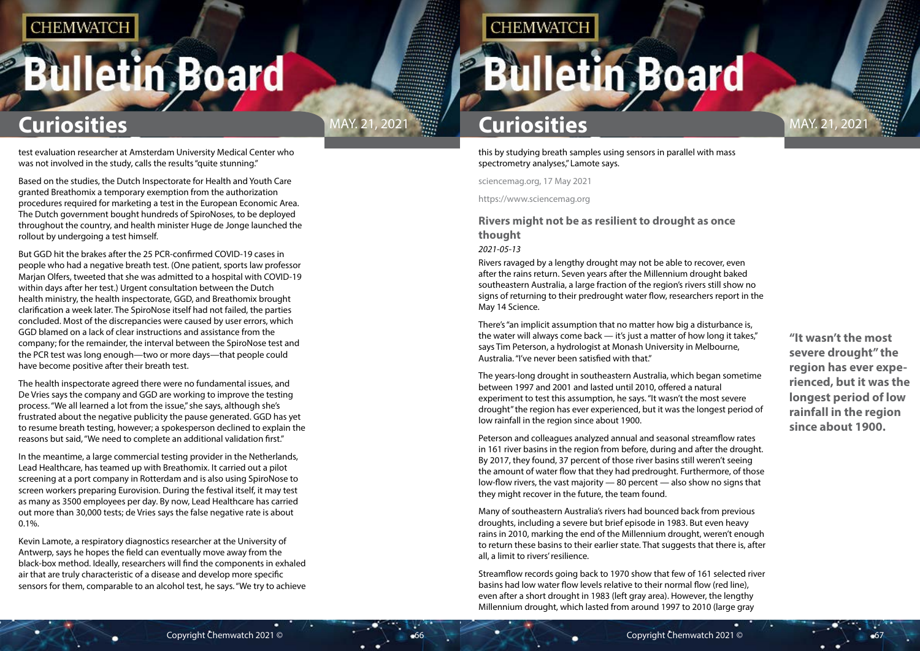test evaluation researcher at Amsterdam University Medical Center who was not involved in the study, calls the results "quite stunning."

Based on the studies, the Dutch Inspectorate for Health and Youth Care granted Breathomix a temporary exemption from the authorization procedures required for marketing a test in the European Economic Area. The Dutch government bought hundreds of SpiroNoses, to be deployed throughout the country, and health minister Huge de Jonge launched the rollout by undergoing a test himself.

But GGD hit the brakes after the 25 PCR-confirmed COVID-19 cases in people who had a negative breath test. (One patient, sports law professor Marjan Olfers, tweeted that she was admitted to a hospital with COVID-19 within days after her test.) Urgent consultation between the Dutch health ministry, the health inspectorate, GGD, and Breathomix brought clarification a week later. The SpiroNose itself had not failed, the parties concluded. Most of the discrepancies were caused by user errors, which GGD blamed on a lack of clear instructions and assistance from the company; for the remainder, the interval between the SpiroNose test and the PCR test was long enough—two or more days—that people could have become positive after their breath test.

The health inspectorate agreed there were no fundamental issues, and De Vries says the company and GGD are working to improve the testing process. "We all learned a lot from the issue," she says, although she's frustrated about the negative publicity the pause generated. GGD has yet to resume breath testing, however; a spokesperson declined to explain the reasons but said, "We need to complete an additional validation first."

In the meantime, a large commercial testing provider in the Netherlands, Lead Healthcare, has teamed up with Breathomix. It carried out a pilot screening at a port company in Rotterdam and is also using SpiroNose to screen workers preparing Eurovision. During the festival itself, it may test as many as 3500 employees per day. By now, Lead Healthcare has carried out more than 30,000 tests; de Vries says the false negative rate is about 0.1%.

Kevin Lamote, a respiratory diagnostics researcher at the University of Antwerp, says he hopes the field can eventually move away from the black-box method. Ideally, researchers will find the components in exhaled air that are truly characteristic of a disease and develop more specific sensors for them, comparable to an alcohol test, he says. "We try to achieve this by studying breath samples using sensors in parallel with mass spectrometry analyses," Lamote says.

sciencemag.org, 17 May 2021

https://www.sciencemag.org

### Rivers might not be as resilient to drought as once thought

*2021-05-13*

Rivers ravaged by a lengthy drought may not be able to recover, even after the rains return. Seven years after the Millennium drought baked southeastern Australia, a large fraction of the region's rivers still show no signs of returning to their predrought water flow, researchers report in the May 14 Science.

There's "an implicit assumption that no matter how big a disturbance is, the water will always come back — it's just a matter of how long it takes," says Tim Peterson, a hydrologist at Monash University in Melbourne, Australia. "I've never been satisfied with that."

The years-long drought in southeastern Australia, which began sometime between 1997 and 2001 and lasted until 2010, offered a natural experiment to test this assumption, he says. "It wasn't the most severe drought" the region has ever experienced, but it was the longest period of low rainfall in the region since about 1900.

Peterson and colleagues analyzed annual and seasonal streamflow rates in 161 river basins in the region from before, during and after the drought. By 2017, they found, 37 percent of those river basins still weren't seeing the amount of water flow that they had predrought. Furthermore, of those low-flow rivers, the vast majority — 80 percent — also show no signs that they might recover in the future, the team found.

Many of southeastern Australia's rivers had bounced back from previous droughts, including a severe but brief episode in 1983. But even heavy rains in 2010, marking the end of the Millennium drought, weren't enough to return these basins to their earlier state. That suggests that there is, after all, a limit to rivers' resilience.

Streamflow records going back to 1970 show that few of 161 selected river basins had low water flow levels relative to their normal flow (red line), even after a short drought in 1983 (left gray area). However, the lengthy Millennium drought, which lasted from around 1997 to 2010 (large gray

**"It wasn't the most severe drought" the region has ever experienced, but it was the longest period of low rainfall in the region since about 1900.**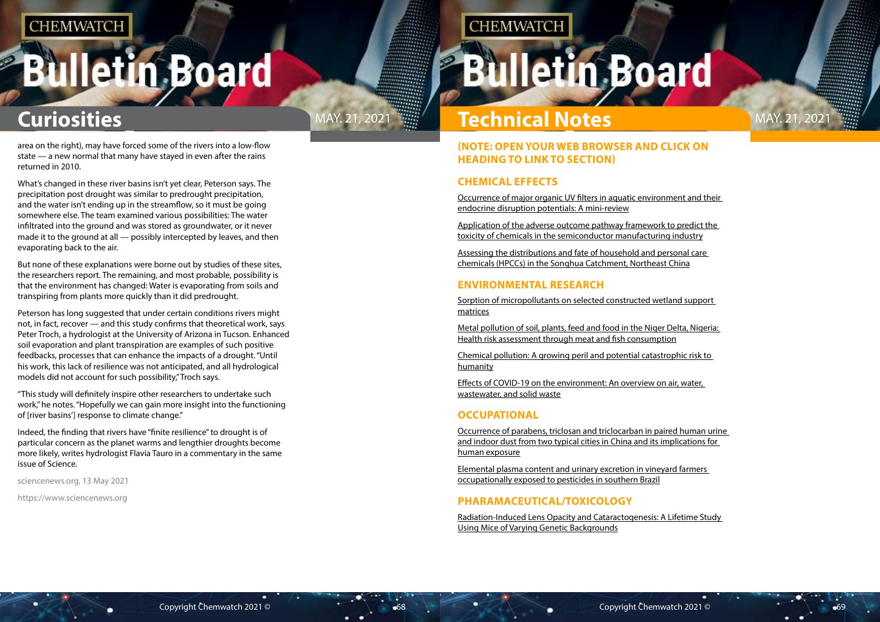## Curiosities

area on the right), may have forced some of the rivers into a low-flow state — a new normal that many have stayed in even after the rains returned in 2010.

What's changed in these river basins isn't yet clear, Peterson says. The precipitation post drought was similar to predrought precipitation, and the water isn't ending up in the streamflow, so it must be going somewhere else. The team examined various possibilities: The water infiltrated into the ground and was stored as groundwater, or it never made it to the ground at all — possibly intercepted by leaves, and then evaporating back to the air.

But none of these explanations were borne out by studies of these sites, the researchers report. The remaining, and most probable, possibility is that the environment has changed: Water is evaporating from soils and transpiring from plants more quickly than it did predrought.

Peterson has long suggested that under certain conditions rivers might not, in fact, recover — and this study confirms that theoretical work, says Peter Troch, a hydrologist at the University of Arizona in Tucson. Enhanced soil evaporation and plant transpiration are examples of such positive feedbacks, processes that can enhance the impacts of a drought. "Until his work, this lack of resilience was not anticipated, and all hydrological models did not account for such possibility," Troch says.

"This study will definitely inspire other researchers to undertake such work," he notes. "Hopefully we can gain more insight into the functioning of [river basins'] response to climate change."

Indeed, the finding that rivers have "finite resilience" to drought is of particular concern as the planet warms and lengthier droughts become more likely, writes hydrologist Flavia Tauro in a commentary in the same issue of Science.

sciencenews.org, 13 May 2021

https://www.sciencenews.org

## Technical Notes

### (NOTE: OPEN YOUR WEB BROWSER AND CLICK ON HEADING TO LINK TO SECTION)

### CHEMICAL EFFECTS

Occurrence of major organic UV filters in aquatic environment and their endocrine disruption potentials: A mini-review

Application of the adverse outcome pathway framework to predict the toxicity of chemicals in the semiconductor manufacturing industry

Assessing the distributions and fate of household and personal care chemicals (HPCCs) in the Songhua Catchment, Northeast China

### ENVIRONMENTAL RESEARCH

Sorption of micropollutants on selected constructed wetland support matrices

Metal pollution of soil, plants, feed and food in the Niger Delta, Nigeria: Health risk assessment through meat and fish consumption

Chemical pollution: A growing peril and potential catastrophic risk to humanity

Effects of COVID-19 on the environment: An overview on air, water, wastewater, and solid waste

### OCCUPATIONAL

Occurrence of parabens, triclosan and triclocarban in paired human urine and indoor dust from two typical cities in China and its implications for human exposure

Elemental plasma content and urinary excretion in vineyard farmers occupationally exposed to pesticides in southern Brazil

### PHARAMACEUTICAL/TOXICOLOGY

Radiation-Induced Lens Opacity and Cataractogenesis: A Lifetime Study Using Mice of Varying Genetic Backgrounds